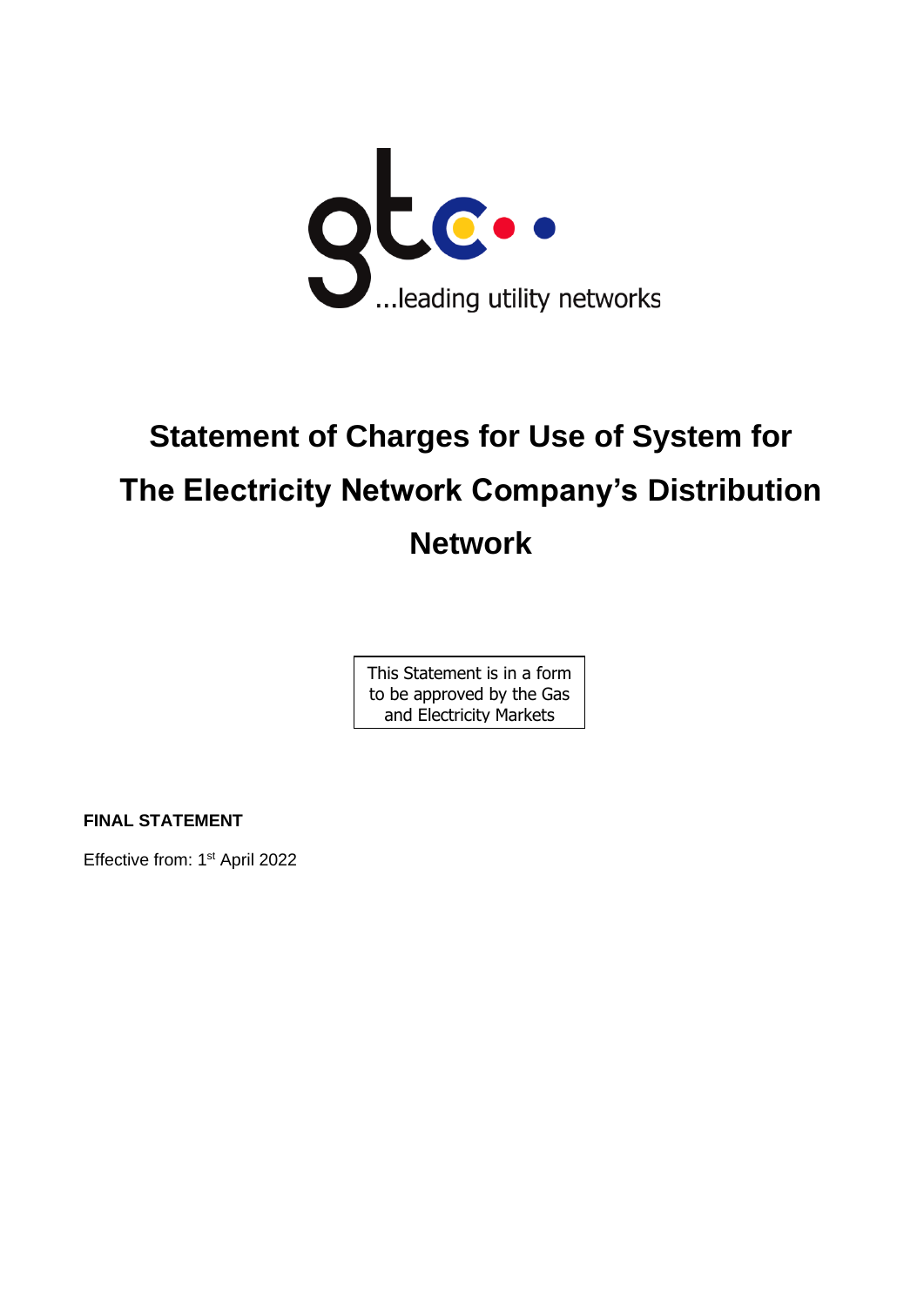...leading utility networks

# Statement of Charges for Use of System for The Electricity Network Company's Distribution Network

This Statement is in a form to be approved by the Gas and Electricity Markets

**FINAL STATEMENT**

Effective from: 1st April 2022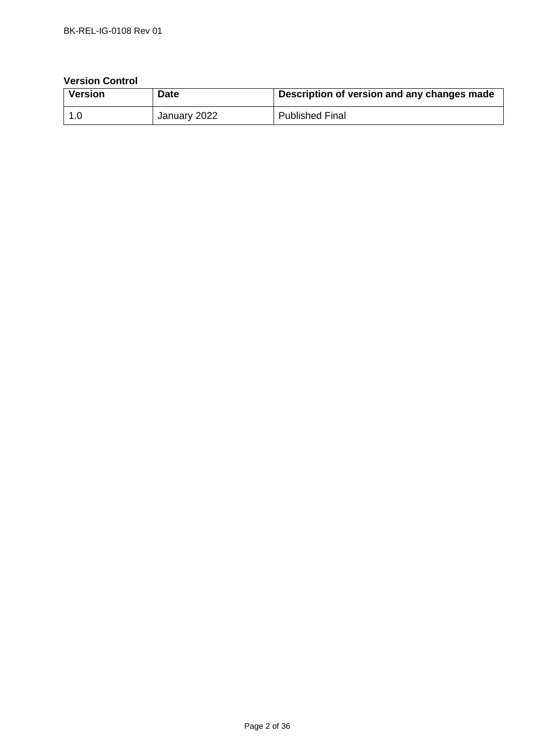**Version Control**

| Version | Date | Description of version and any changes made |
| --- | --- | --- |
| 1.0 | January 2022 | Published Final |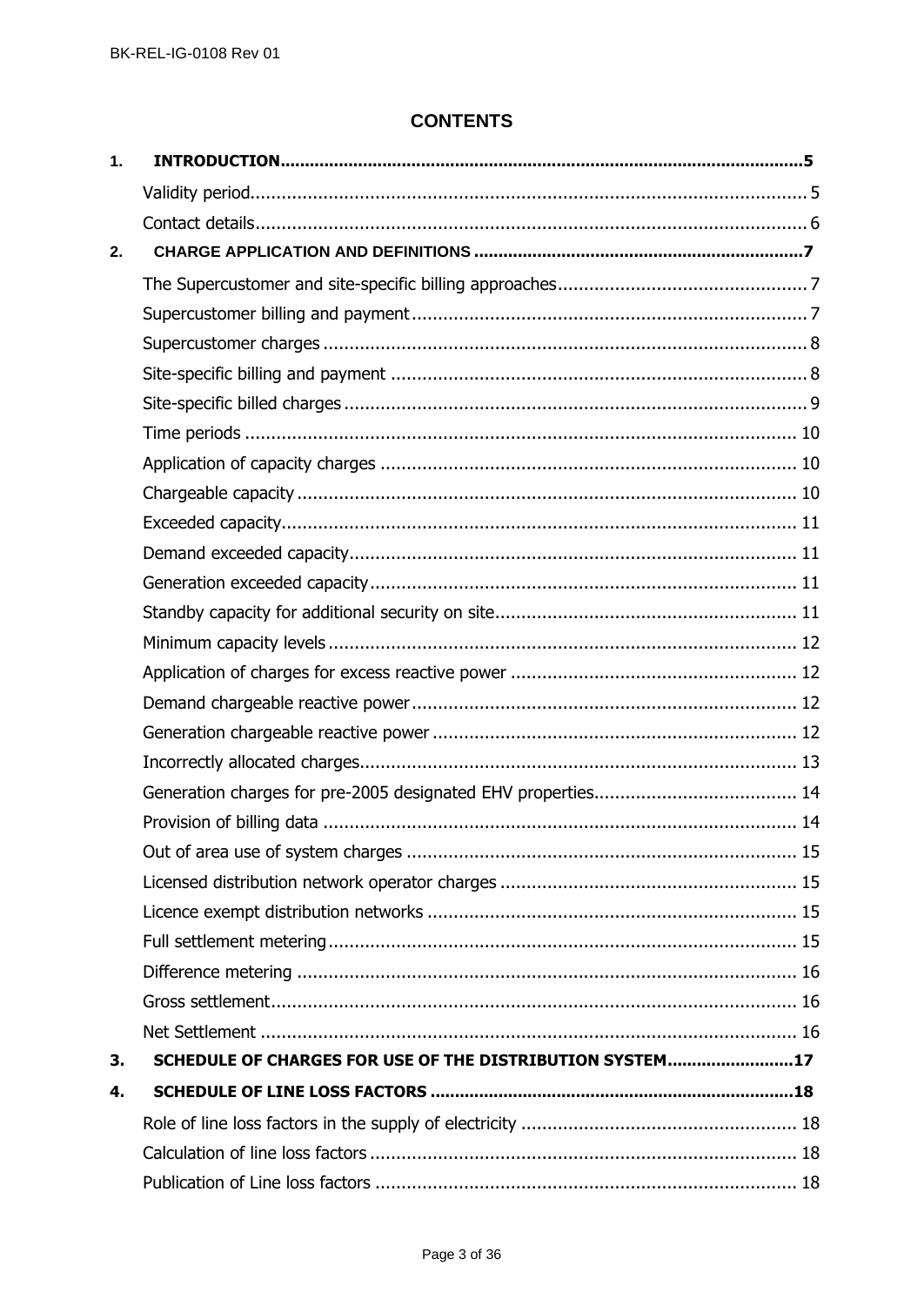# CONTENTS

**1. INTRODUCTION** .......... 5

Validity period .......... 5

Contact details .......... 6

**2. CHARGE APPLICATION AND DEFINITIONS** .......... 7

The Supercustomer and site-specific billing approaches .......... 7

Supercustomer billing and payment .......... 7

Supercustomer charges .......... 8

Site-specific billing and payment .......... 8

Site-specific billed charges .......... 9

Time periods .......... 10

Application of capacity charges .......... 10

Chargeable capacity .......... 10

Exceeded capacity .......... 11

Demand exceeded capacity .......... 11

Generation exceeded capacity .......... 11

Standby capacity for additional security on site .......... 11

Minimum capacity levels .......... 12

Application of charges for excess reactive power .......... 12

Demand chargeable reactive power .......... 12

Generation chargeable reactive power .......... 12

Incorrectly allocated charges .......... 13

Generation charges for pre-2005 designated EHV properties .......... 14

Provision of billing data .......... 14

Out of area use of system charges .......... 15

Licensed distribution network operator charges .......... 15

Licence exempt distribution networks .......... 15

Full settlement metering .......... 15

Difference metering .......... 16

Gross settlement .......... 16

Net Settlement .......... 16

**3. SCHEDULE OF CHARGES FOR USE OF THE DISTRIBUTION SYSTEM** .......... 17

**4. SCHEDULE OF LINE LOSS FACTORS** .......... 18

Role of line loss factors in the supply of electricity .......... 18

Calculation of line loss factors .......... 18

Publication of Line loss factors .......... 18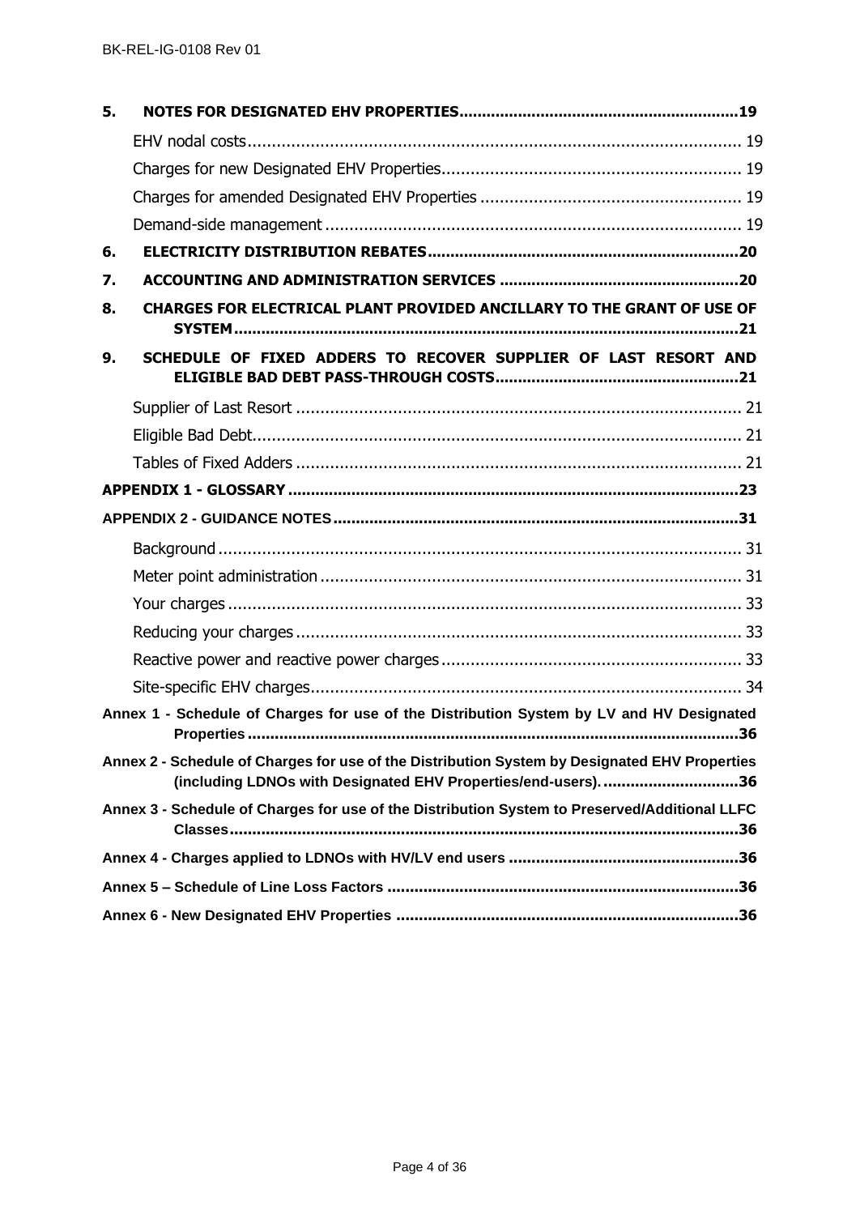**5. NOTES FOR DESIGNATED EHV PROPERTIES ............ 19**

EHV nodal costs ............ 19

Charges for new Designated EHV Properties ............ 19

Charges for amended Designated EHV Properties ............ 19

Demand-side management ............ 19

**6. ELECTRICITY DISTRIBUTION REBATES ............ 20**

**7. ACCOUNTING AND ADMINISTRATION SERVICES ............ 20**

**8. CHARGES FOR ELECTRICAL PLANT PROVIDED ANCILLARY TO THE GRANT OF USE OF SYSTEM ............ 21**

**9. SCHEDULE OF FIXED ADDERS TO RECOVER SUPPLIER OF LAST RESORT AND ELIGIBLE BAD DEBT PASS-THROUGH COSTS ............ 21**

Supplier of Last Resort ............ 21

Eligible Bad Debt ............ 21

Tables of Fixed Adders ............ 21

**APPENDIX 1 - GLOSSARY ............ 23**

**APPENDIX 2 - GUIDANCE NOTES ............ 31**

Background ............ 31

Meter point administration ............ 31

Your charges ............ 33

Reducing your charges ............ 33

Reactive power and reactive power charges ............ 33

Site-specific EHV charges ............ 34

**Annex 1 - Schedule of Charges for use of the Distribution System by LV and HV Designated Properties ............ 36**

**Annex 2 - Schedule of Charges for use of the Distribution System by Designated EHV Properties (including LDNOs with Designated EHV Properties/end-users). ............ 36**

**Annex 3 - Schedule of Charges for use of the Distribution System to Preserved/Additional LLFC Classes ............ 36**

**Annex 4 - Charges applied to LDNOs with HV/LV end users ............ 36**

**Annex 5 – Schedule of Line Loss Factors ............ 36**

**Annex 6 - New Designated EHV Properties ............ 36**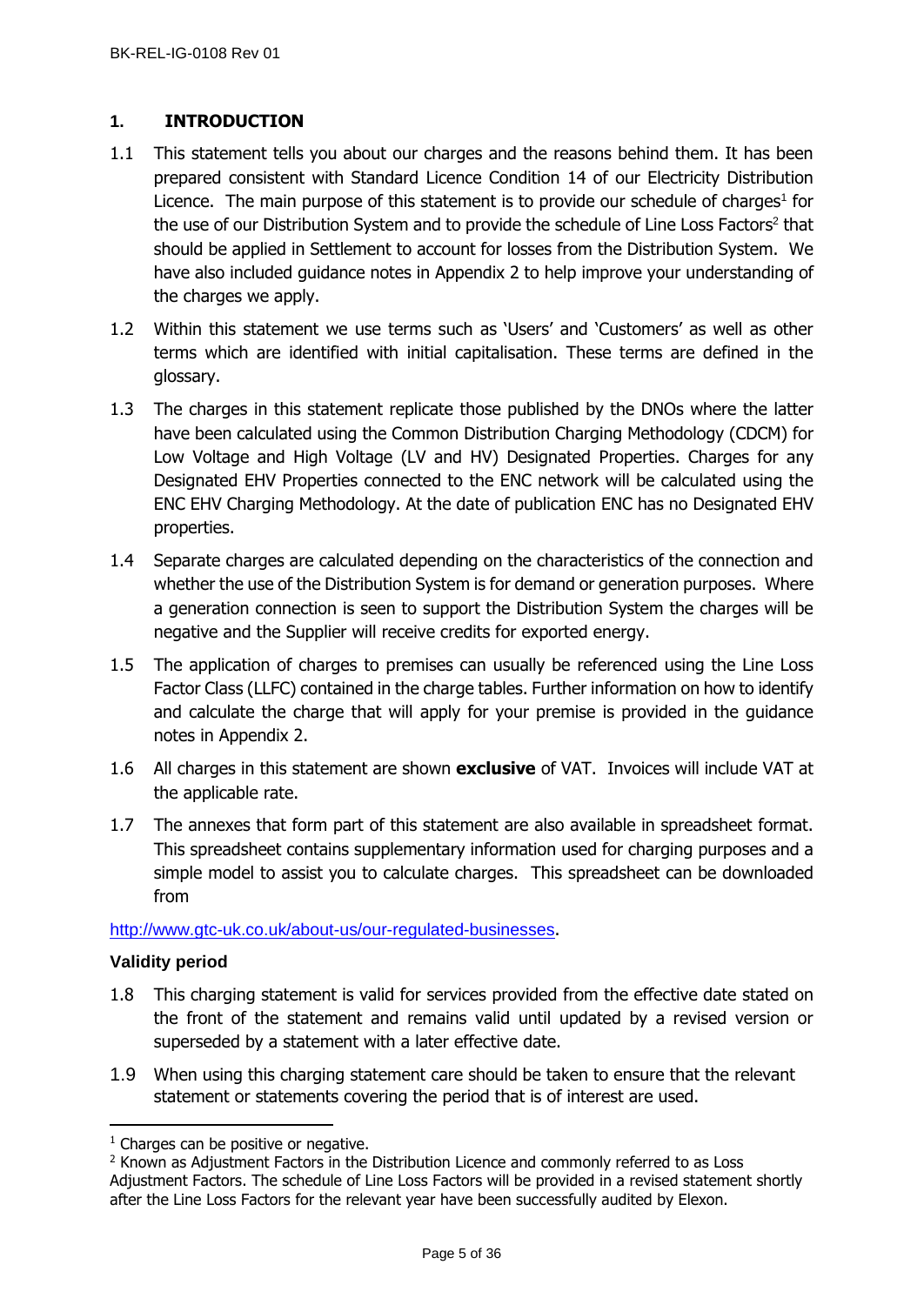## 1. INTRODUCTION

1.1 This statement tells you about our charges and the reasons behind them. It has been prepared consistent with Standard Licence Condition 14 of our Electricity Distribution Licence. The main purpose of this statement is to provide our schedule of charges[1] for the use of our Distribution System and to provide the schedule of Line Loss Factors[2] that should be applied in Settlement to account for losses from the Distribution System. We have also included guidance notes in Appendix 2 to help improve your understanding of the charges we apply.

1.2 Within this statement we use terms such as 'Users' and 'Customers' as well as other terms which are identified with initial capitalisation. These terms are defined in the glossary.

1.3 The charges in this statement replicate those published by the DNOs where the latter have been calculated using the Common Distribution Charging Methodology (CDCM) for Low Voltage and High Voltage (LV and HV) Designated Properties. Charges for any Designated EHV Properties connected to the ENC network will be calculated using the ENC EHV Charging Methodology. At the date of publication ENC has no Designated EHV properties.

1.4 Separate charges are calculated depending on the characteristics of the connection and whether the use of the Distribution System is for demand or generation purposes. Where a generation connection is seen to support the Distribution System the charges will be negative and the Supplier will receive credits for exported energy.

1.5 The application of charges to premises can usually be referenced using the Line Loss Factor Class (LLFC) contained in the charge tables. Further information on how to identify and calculate the charge that will apply for your premise is provided in the guidance notes in Appendix 2.

1.6 All charges in this statement are shown **exclusive** of VAT. Invoices will include VAT at the applicable rate.

1.7 The annexes that form part of this statement are also available in spreadsheet format. This spreadsheet contains supplementary information used for charging purposes and a simple model to assist you to calculate charges. This spreadsheet can be downloaded from

http://www.gtc-uk.co.uk/about-us/our-regulated-businesses.

### Validity period

1.8 This charging statement is valid for services provided from the effective date stated on the front of the statement and remains valid until updated by a revised version or superseded by a statement with a later effective date.

1.9 When using this charging statement care should be taken to ensure that the relevant statement or statements covering the period that is of interest are used.

---

[1] Charges can be positive or negative.

[2] Known as Adjustment Factors in the Distribution Licence and commonly referred to as Loss Adjustment Factors. The schedule of Line Loss Factors will be provided in a revised statement shortly after the Line Loss Factors for the relevant year have been successfully audited by Elexon.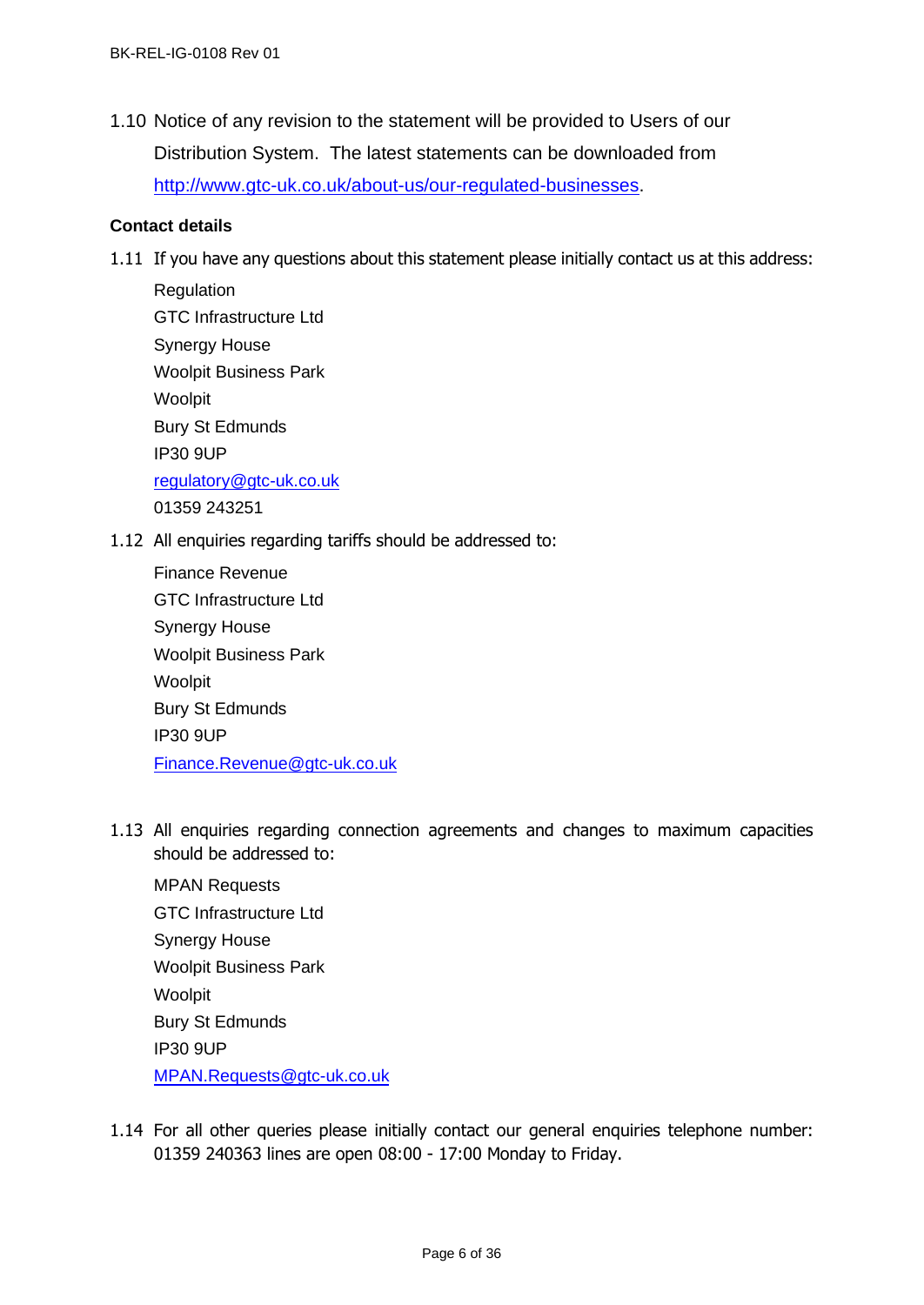1.10 Notice of any revision to the statement will be provided to Users of our Distribution System. The latest statements can be downloaded from http://www.gtc-uk.co.uk/about-us/our-regulated-businesses.

**Contact details**

1.11 If you have any questions about this statement please initially contact us at this address:

Regulation
GTC Infrastructure Ltd
Synergy House
Woolpit Business Park
Woolpit
Bury St Edmunds
IP30 9UP
regulatory@gtc-uk.co.uk
01359 243251

1.12 All enquiries regarding tariffs should be addressed to:

Finance Revenue
GTC Infrastructure Ltd
Synergy House
Woolpit Business Park
Woolpit
Bury St Edmunds
IP30 9UP
Finance.Revenue@gtc-uk.co.uk

1.13 All enquiries regarding connection agreements and changes to maximum capacities should be addressed to:

MPAN Requests
GTC Infrastructure Ltd
Synergy House
Woolpit Business Park
Woolpit
Bury St Edmunds
IP30 9UP
MPAN.Requests@gtc-uk.co.uk

1.14 For all other queries please initially contact our general enquiries telephone number: 01359 240363 lines are open 08:00 - 17:00 Monday to Friday.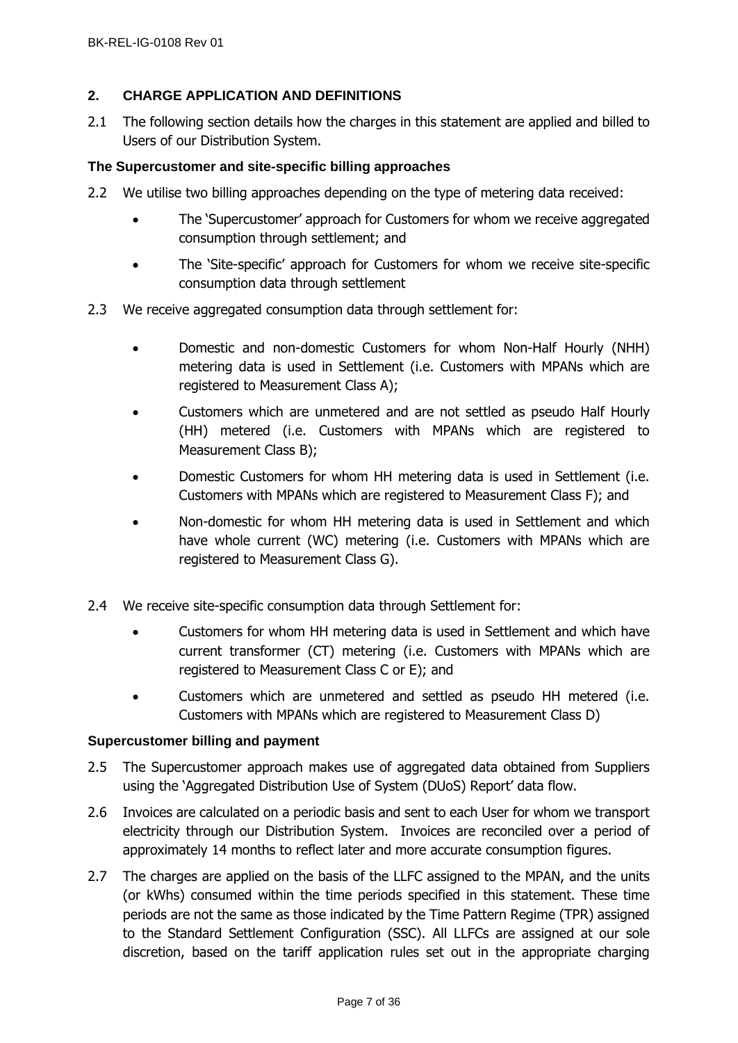## 2. CHARGE APPLICATION AND DEFINITIONS

2.1 The following section details how the charges in this statement are applied and billed to Users of our Distribution System.

### The Supercustomer and site-specific billing approaches

2.2 We utilise two billing approaches depending on the type of metering data received:

- The 'Supercustomer' approach for Customers for whom we receive aggregated consumption through settlement; and
- The 'Site-specific' approach for Customers for whom we receive site-specific consumption data through settlement

2.3 We receive aggregated consumption data through settlement for:

- Domestic and non-domestic Customers for whom Non-Half Hourly (NHH) metering data is used in Settlement (i.e. Customers with MPANs which are registered to Measurement Class A);
- Customers which are unmetered and are not settled as pseudo Half Hourly (HH) metered (i.e. Customers with MPANs which are registered to Measurement Class B);
- Domestic Customers for whom HH metering data is used in Settlement (i.e. Customers with MPANs which are registered to Measurement Class F); and
- Non-domestic for whom HH metering data is used in Settlement and which have whole current (WC) metering (i.e. Customers with MPANs which are registered to Measurement Class G).

2.4 We receive site-specific consumption data through Settlement for:

- Customers for whom HH metering data is used in Settlement and which have current transformer (CT) metering (i.e. Customers with MPANs which are registered to Measurement Class C or E); and
- Customers which are unmetered and settled as pseudo HH metered (i.e. Customers with MPANs which are registered to Measurement Class D)

### Supercustomer billing and payment

2.5 The Supercustomer approach makes use of aggregated data obtained from Suppliers using the 'Aggregated Distribution Use of System (DUoS) Report' data flow.

2.6 Invoices are calculated on a periodic basis and sent to each User for whom we transport electricity through our Distribution System. Invoices are reconciled over a period of approximately 14 months to reflect later and more accurate consumption figures.

2.7 The charges are applied on the basis of the LLFC assigned to the MPAN, and the units (or kWhs) consumed within the time periods specified in this statement. These time periods are not the same as those indicated by the Time Pattern Regime (TPR) assigned to the Standard Settlement Configuration (SSC). All LLFCs are assigned at our sole discretion, based on the tariff application rules set out in the appropriate charging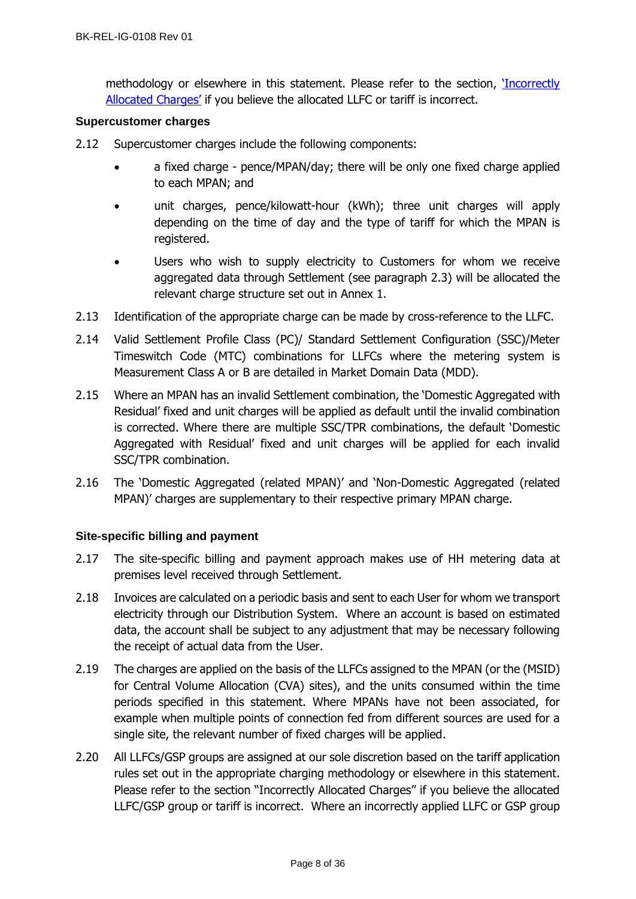methodology or elsewhere in this statement. Please refer to the section, 'Incorrectly Allocated Charges' if you believe the allocated LLFC or tariff is incorrect.

**Supercustomer charges**

2.12 Supercustomer charges include the following components:

- a fixed charge - pence/MPAN/day; there will be only one fixed charge applied to each MPAN; and
- unit charges, pence/kilowatt-hour (kWh); three unit charges will apply depending on the time of day and the type of tariff for which the MPAN is registered.
- Users who wish to supply electricity to Customers for whom we receive aggregated data through Settlement (see paragraph 2.3) will be allocated the relevant charge structure set out in Annex 1.

2.13 Identification of the appropriate charge can be made by cross-reference to the LLFC.

2.14 Valid Settlement Profile Class (PC)/ Standard Settlement Configuration (SSC)/Meter Timeswitch Code (MTC) combinations for LLFCs where the metering system is Measurement Class A or B are detailed in Market Domain Data (MDD).

2.15 Where an MPAN has an invalid Settlement combination, the 'Domestic Aggregated with Residual' fixed and unit charges will be applied as default until the invalid combination is corrected. Where there are multiple SSC/TPR combinations, the default 'Domestic Aggregated with Residual' fixed and unit charges will be applied for each invalid SSC/TPR combination.

2.16 The 'Domestic Aggregated (related MPAN)' and 'Non-Domestic Aggregated (related MPAN)' charges are supplementary to their respective primary MPAN charge.

**Site-specific billing and payment**

2.17 The site-specific billing and payment approach makes use of HH metering data at premises level received through Settlement.

2.18 Invoices are calculated on a periodic basis and sent to each User for whom we transport electricity through our Distribution System. Where an account is based on estimated data, the account shall be subject to any adjustment that may be necessary following the receipt of actual data from the User.

2.19 The charges are applied on the basis of the LLFCs assigned to the MPAN (or the (MSID) for Central Volume Allocation (CVA) sites), and the units consumed within the time periods specified in this statement. Where MPANs have not been associated, for example when multiple points of connection fed from different sources are used for a single site, the relevant number of fixed charges will be applied.

2.20 All LLFCs/GSP groups are assigned at our sole discretion based on the tariff application rules set out in the appropriate charging methodology or elsewhere in this statement. Please refer to the section "Incorrectly Allocated Charges" if you believe the allocated LLFC/GSP group or tariff is incorrect. Where an incorrectly applied LLFC or GSP group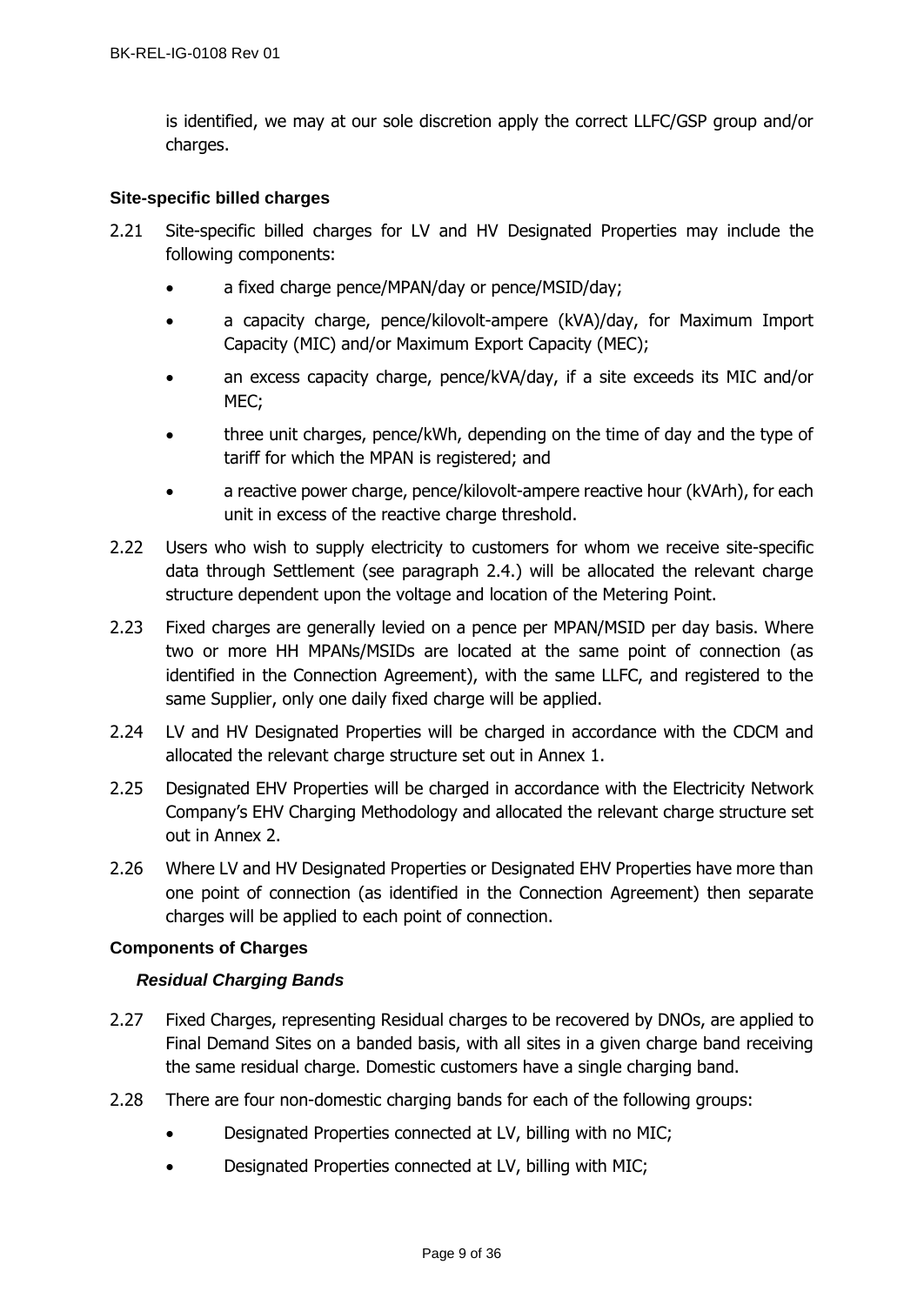is identified, we may at our sole discretion apply the correct LLFC/GSP group and/or charges.

**Site-specific billed charges**

2.21 Site-specific billed charges for LV and HV Designated Properties may include the following components:

- a fixed charge pence/MPAN/day or pence/MSID/day;
- a capacity charge, pence/kilovolt-ampere (kVA)/day, for Maximum Import Capacity (MIC) and/or Maximum Export Capacity (MEC);
- an excess capacity charge, pence/kVA/day, if a site exceeds its MIC and/or MEC;
- three unit charges, pence/kWh, depending on the time of day and the type of tariff for which the MPAN is registered; and
- a reactive power charge, pence/kilovolt-ampere reactive hour (kVArh), for each unit in excess of the reactive charge threshold.

2.22 Users who wish to supply electricity to customers for whom we receive site-specific data through Settlement (see paragraph 2.4.) will be allocated the relevant charge structure dependent upon the voltage and location of the Metering Point.

2.23 Fixed charges are generally levied on a pence per MPAN/MSID per day basis. Where two or more HH MPANs/MSIDs are located at the same point of connection (as identified in the Connection Agreement), with the same LLFC, and registered to the same Supplier, only one daily fixed charge will be applied.

2.24 LV and HV Designated Properties will be charged in accordance with the CDCM and allocated the relevant charge structure set out in Annex 1.

2.25 Designated EHV Properties will be charged in accordance with the Electricity Network Company's EHV Charging Methodology and allocated the relevant charge structure set out in Annex 2.

2.26 Where LV and HV Designated Properties or Designated EHV Properties have more than one point of connection (as identified in the Connection Agreement) then separate charges will be applied to each point of connection.

**Components of Charges**

***Residual Charging Bands***

2.27 Fixed Charges, representing Residual charges to be recovered by DNOs, are applied to Final Demand Sites on a banded basis, with all sites in a given charge band receiving the same residual charge. Domestic customers have a single charging band.

2.28 There are four non-domestic charging bands for each of the following groups:

- Designated Properties connected at LV, billing with no MIC;
- Designated Properties connected at LV, billing with MIC;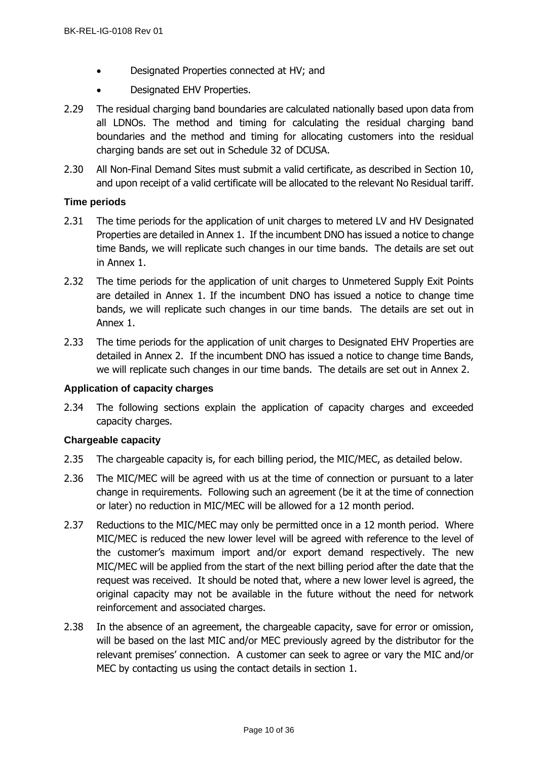- Designated Properties connected at HV; and
- Designated EHV Properties.

2.29 The residual charging band boundaries are calculated nationally based upon data from all LDNOs. The method and timing for calculating the residual charging band boundaries and the method and timing for allocating customers into the residual charging bands are set out in Schedule 32 of DCUSA.

2.30 All Non-Final Demand Sites must submit a valid certificate, as described in Section 10, and upon receipt of a valid certificate will be allocated to the relevant No Residual tariff.

### Time periods

2.31 The time periods for the application of unit charges to metered LV and HV Designated Properties are detailed in Annex 1. If the incumbent DNO has issued a notice to change time Bands, we will replicate such changes in our time bands. The details are set out in Annex 1.

2.32 The time periods for the application of unit charges to Unmetered Supply Exit Points are detailed in Annex 1. If the incumbent DNO has issued a notice to change time bands, we will replicate such changes in our time bands. The details are set out in Annex 1.

2.33 The time periods for the application of unit charges to Designated EHV Properties are detailed in Annex 2. If the incumbent DNO has issued a notice to change time Bands, we will replicate such changes in our time bands. The details are set out in Annex 2.

### Application of capacity charges

2.34 The following sections explain the application of capacity charges and exceeded capacity charges.

### Chargeable capacity

2.35 The chargeable capacity is, for each billing period, the MIC/MEC, as detailed below.

2.36 The MIC/MEC will be agreed with us at the time of connection or pursuant to a later change in requirements. Following such an agreement (be it at the time of connection or later) no reduction in MIC/MEC will be allowed for a 12 month period.

2.37 Reductions to the MIC/MEC may only be permitted once in a 12 month period. Where MIC/MEC is reduced the new lower level will be agreed with reference to the level of the customer's maximum import and/or export demand respectively. The new MIC/MEC will be applied from the start of the next billing period after the date that the request was received. It should be noted that, where a new lower level is agreed, the original capacity may not be available in the future without the need for network reinforcement and associated charges.

2.38 In the absence of an agreement, the chargeable capacity, save for error or omission, will be based on the last MIC and/or MEC previously agreed by the distributor for the relevant premises' connection. A customer can seek to agree or vary the MIC and/or MEC by contacting us using the contact details in section 1.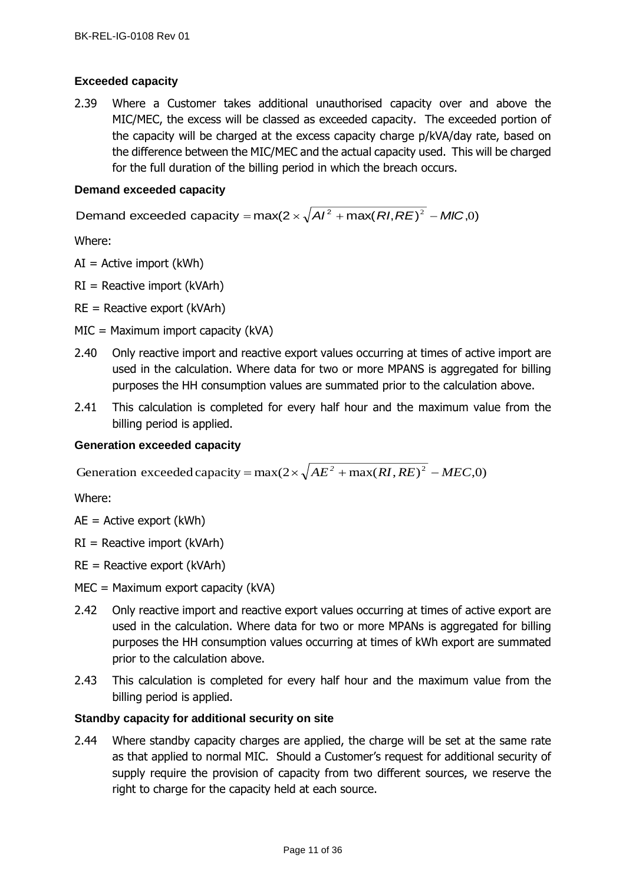### Exceeded capacity

2.39 Where a Customer takes additional unauthorised capacity over and above the MIC/MEC, the excess will be classed as exceeded capacity. The exceeded portion of the capacity will be charged at the excess capacity charge p/kVA/day rate, based on the difference between the MIC/MEC and the actual capacity used. This will be charged for the full duration of the billing period in which the breach occurs.

### Demand exceeded capacity

$$\text{Demand exceeded capacity} = \max(2 \times \sqrt{AI^2 + \max(RI, RE)^2} - MIC, 0)$$

Where:

AI = Active import (kWh)

RI = Reactive import (kVArh)

RE = Reactive export (kVArh)

MIC = Maximum import capacity (kVA)

2.40 Only reactive import and reactive export values occurring at times of active import are used in the calculation. Where data for two or more MPANS is aggregated for billing purposes the HH consumption values are summated prior to the calculation above.

2.41 This calculation is completed for every half hour and the maximum value from the billing period is applied.

### Generation exceeded capacity

$$\text{Generation exceeded capacity} = \max(2 \times \sqrt{AE^2 + \max(RI, RE)^2} - MEC, 0)$$

Where:

AE = Active export (kWh)

RI = Reactive import (kVArh)

RE = Reactive export (kVArh)

MEC = Maximum export capacity (kVA)

2.42 Only reactive import and reactive export values occurring at times of active export are used in the calculation. Where data for two or more MPANs is aggregated for billing purposes the HH consumption values occurring at times of kWh export are summated prior to the calculation above.

2.43 This calculation is completed for every half hour and the maximum value from the billing period is applied.

### Standby capacity for additional security on site

2.44 Where standby capacity charges are applied, the charge will be set at the same rate as that applied to normal MIC. Should a Customer's request for additional security of supply require the provision of capacity from two different sources, we reserve the right to charge for the capacity held at each source.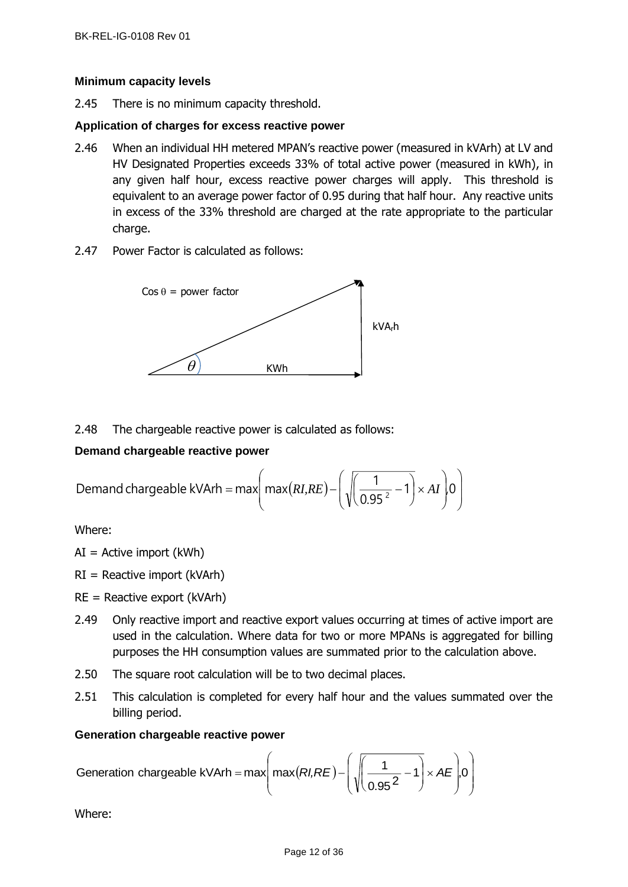### Minimum capacity levels

2.45 There is no minimum capacity threshold.

### Application of charges for excess reactive power

2.46 When an individual HH metered MPAN's reactive power (measured in kVArh) at LV and HV Designated Properties exceeds 33% of total active power (measured in kWh), in any given half hour, excess reactive power charges will apply. This threshold is equivalent to an average power factor of 0.95 during that half hour. Any reactive units in excess of the 33% threshold are charged at the rate appropriate to the particular charge.

2.47 Power Factor is calculated as follows:

Cos θ = power factor

kVArh

KWh

2.48 The chargeable reactive power is calculated as follows:

### Demand chargeable reactive power

$$\text{Demand chargeable kVArh} = \max\left(\max(RI, RE) - \left(\sqrt{\left(\frac{1}{0.95^2} - 1\right)} \times AI\right), 0\right)$$

Where:

AI = Active import (kWh)

RI = Reactive import (kVArh)

RE = Reactive export (kVArh)

2.49 Only reactive import and reactive export values occurring at times of active import are used in the calculation. Where data for two or more MPANs is aggregated for billing purposes the HH consumption values are summated prior to the calculation above.

2.50 The square root calculation will be to two decimal places.

2.51 This calculation is completed for every half hour and the values summated over the billing period.

### Generation chargeable reactive power

$$\text{Generation chargeable kVArh} = \max\left(\max(RI, RE) - \left(\sqrt{\left(\frac{1}{0.95^2} - 1\right)} \times AE\right), 0\right)$$

Where: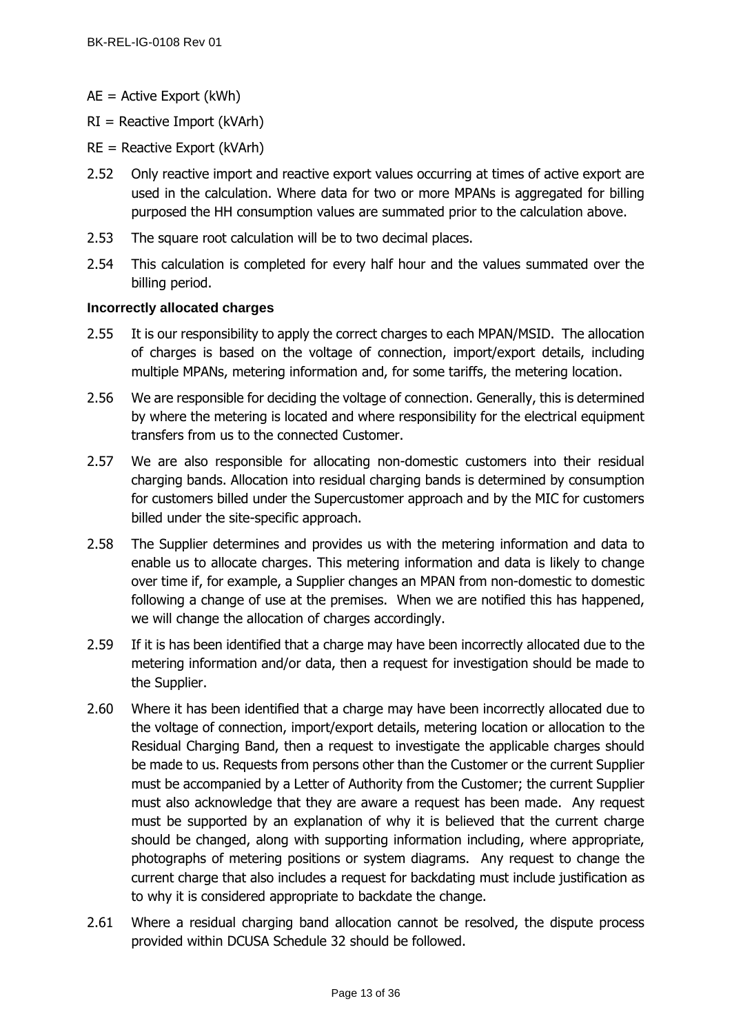AE = Active Export (kWh)

RI = Reactive Import (kVArh)

RE = Reactive Export (kVArh)

2.52 Only reactive import and reactive export values occurring at times of active export are used in the calculation. Where data for two or more MPANs is aggregated for billing purposed the HH consumption values are summated prior to the calculation above.

2.53 The square root calculation will be to two decimal places.

2.54 This calculation is completed for every half hour and the values summated over the billing period.

**Incorrectly allocated charges**

2.55 It is our responsibility to apply the correct charges to each MPAN/MSID. The allocation of charges is based on the voltage of connection, import/export details, including multiple MPANs, metering information and, for some tariffs, the metering location.

2.56 We are responsible for deciding the voltage of connection. Generally, this is determined by where the metering is located and where responsibility for the electrical equipment transfers from us to the connected Customer.

2.57 We are also responsible for allocating non-domestic customers into their residual charging bands. Allocation into residual charging bands is determined by consumption for customers billed under the Supercustomer approach and by the MIC for customers billed under the site-specific approach.

2.58 The Supplier determines and provides us with the metering information and data to enable us to allocate charges. This metering information and data is likely to change over time if, for example, a Supplier changes an MPAN from non-domestic to domestic following a change of use at the premises. When we are notified this has happened, we will change the allocation of charges accordingly.

2.59 If it is has been identified that a charge may have been incorrectly allocated due to the metering information and/or data, then a request for investigation should be made to the Supplier.

2.60 Where it has been identified that a charge may have been incorrectly allocated due to the voltage of connection, import/export details, metering location or allocation to the Residual Charging Band, then a request to investigate the applicable charges should be made to us. Requests from persons other than the Customer or the current Supplier must be accompanied by a Letter of Authority from the Customer; the current Supplier must also acknowledge that they are aware a request has been made. Any request must be supported by an explanation of why it is believed that the current charge should be changed, along with supporting information including, where appropriate, photographs of metering positions or system diagrams. Any request to change the current charge that also includes a request for backdating must include justification as to why it is considered appropriate to backdate the change.

2.61 Where a residual charging band allocation cannot be resolved, the dispute process provided within DCUSA Schedule 32 should be followed.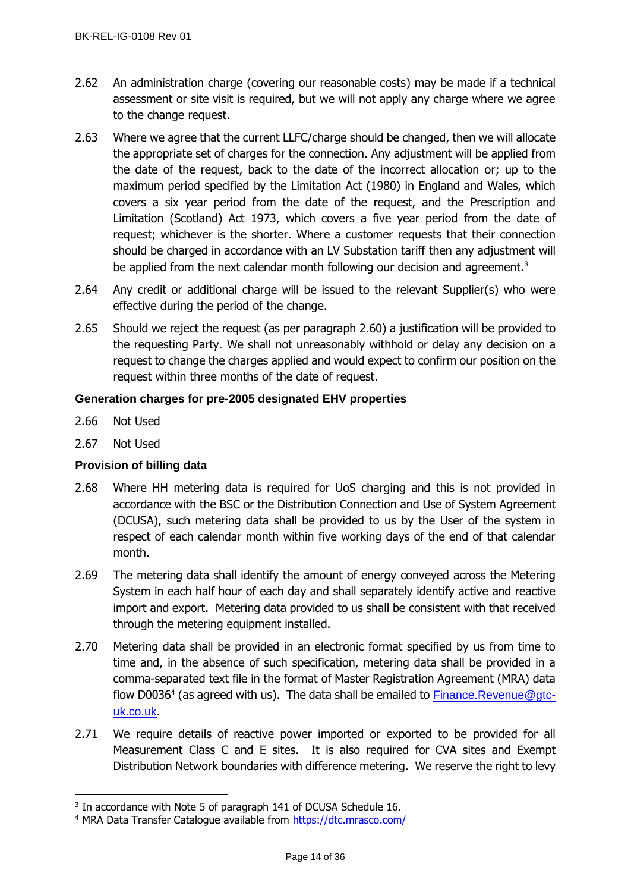2.62 An administration charge (covering our reasonable costs) may be made if a technical assessment or site visit is required, but we will not apply any charge where we agree to the change request.

2.63 Where we agree that the current LLFC/charge should be changed, then we will allocate the appropriate set of charges for the connection. Any adjustment will be applied from the date of the request, back to the date of the incorrect allocation or; up to the maximum period specified by the Limitation Act (1980) in England and Wales, which covers a six year period from the date of the request, and the Prescription and Limitation (Scotland) Act 1973, which covers a five year period from the date of request; whichever is the shorter. Where a customer requests that their connection should be charged in accordance with an LV Substation tariff then any adjustment will be applied from the next calendar month following our decision and agreement.[3]

2.64 Any credit or additional charge will be issued to the relevant Supplier(s) who were effective during the period of the change.

2.65 Should we reject the request (as per paragraph 2.60) a justification will be provided to the requesting Party. We shall not unreasonably withhold or delay any decision on a request to change the charges applied and would expect to confirm our position on the request within three months of the date of request.

**Generation charges for pre-2005 designated EHV properties**

2.66 Not Used

2.67 Not Used

**Provision of billing data**

2.68 Where HH metering data is required for UoS charging and this is not provided in accordance with the BSC or the Distribution Connection and Use of System Agreement (DCUSA), such metering data shall be provided to us by the User of the system in respect of each calendar month within five working days of the end of that calendar month.

2.69 The metering data shall identify the amount of energy conveyed across the Metering System in each half hour of each day and shall separately identify active and reactive import and export. Metering data provided to us shall be consistent with that received through the metering equipment installed.

2.70 Metering data shall be provided in an electronic format specified by us from time to time and, in the absence of such specification, metering data shall be provided in a comma-separated text file in the format of Master Registration Agreement (MRA) data flow D0036[4] (as agreed with us). The data shall be emailed to [Finance.Revenue@gtc-uk.co.uk](mailto:Finance.Revenue@gtc-uk.co.uk).

2.71 We require details of reactive power imported or exported to be provided for all Measurement Class C and E sites. It is also required for CVA sites and Exempt Distribution Network boundaries with difference metering. We reserve the right to levy

---

[3] In accordance with Note 5 of paragraph 141 of DCUSA Schedule 16.

[4] MRA Data Transfer Catalogue available from [https://dtc.mrasco.com/](https://dtc.mrasco.com/)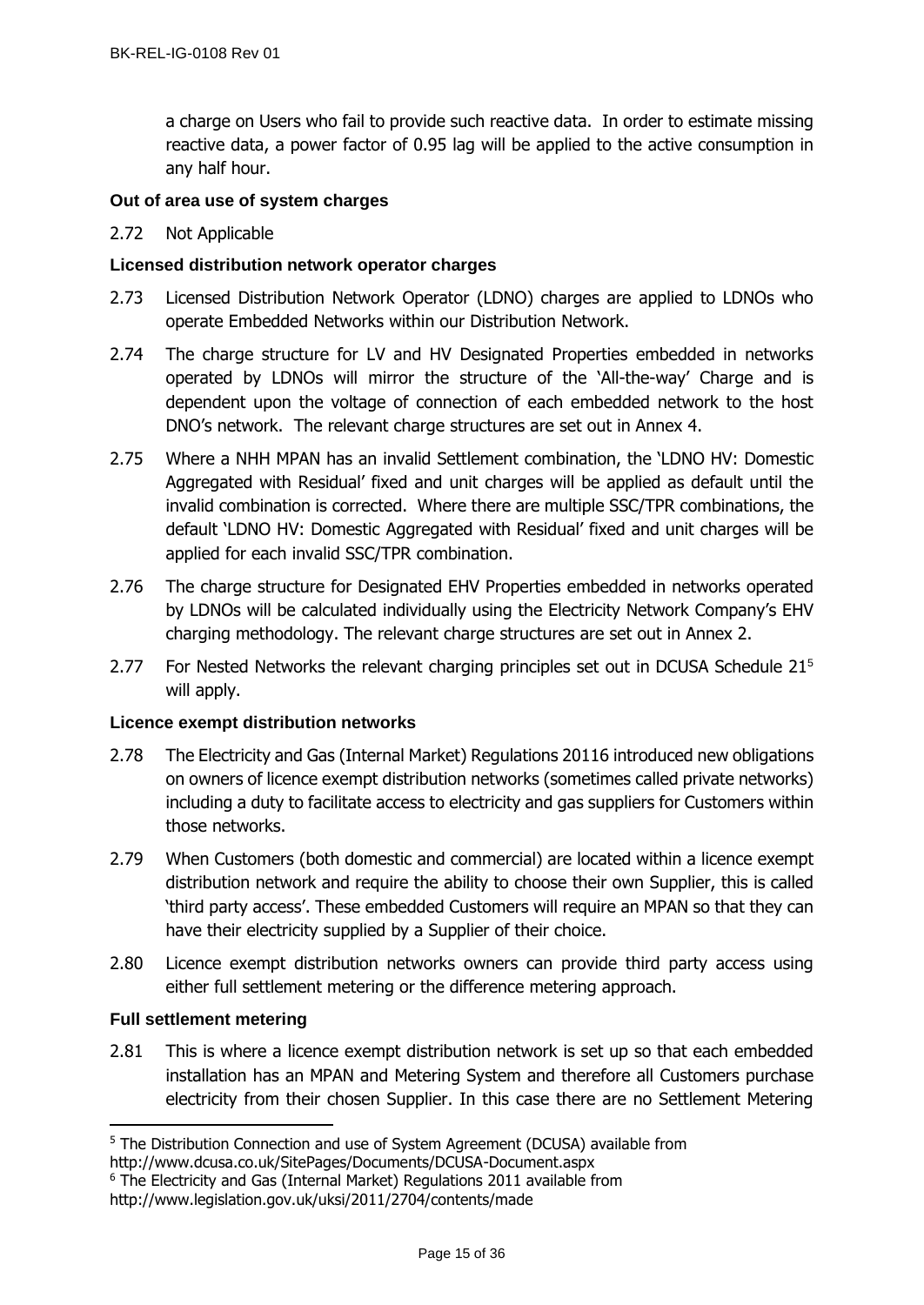a charge on Users who fail to provide such reactive data. In order to estimate missing reactive data, a power factor of 0.95 lag will be applied to the active consumption in any half hour.

**Out of area use of system charges**

2.72 Not Applicable

**Licensed distribution network operator charges**

2.73 Licensed Distribution Network Operator (LDNO) charges are applied to LDNOs who operate Embedded Networks within our Distribution Network.

2.74 The charge structure for LV and HV Designated Properties embedded in networks operated by LDNOs will mirror the structure of the 'All-the-way' Charge and is dependent upon the voltage of connection of each embedded network to the host DNO's network. The relevant charge structures are set out in Annex 4.

2.75 Where a NHH MPAN has an invalid Settlement combination, the 'LDNO HV: Domestic Aggregated with Residual' fixed and unit charges will be applied as default until the invalid combination is corrected. Where there are multiple SSC/TPR combinations, the default 'LDNO HV: Domestic Aggregated with Residual' fixed and unit charges will be applied for each invalid SSC/TPR combination.

2.76 The charge structure for Designated EHV Properties embedded in networks operated by LDNOs will be calculated individually using the Electricity Network Company's EHV charging methodology. The relevant charge structures are set out in Annex 2.

2.77 For Nested Networks the relevant charging principles set out in DCUSA Schedule 21[5] will apply.

**Licence exempt distribution networks**

2.78 The Electricity and Gas (Internal Market) Regulations 2011[6] introduced new obligations on owners of licence exempt distribution networks (sometimes called private networks) including a duty to facilitate access to electricity and gas suppliers for Customers within those networks.

2.79 When Customers (both domestic and commercial) are located within a licence exempt distribution network and require the ability to choose their own Supplier, this is called 'third party access'. These embedded Customers will require an MPAN so that they can have their electricity supplied by a Supplier of their choice.

2.80 Licence exempt distribution networks owners can provide third party access using either full settlement metering or the difference metering approach.

**Full settlement metering**

2.81 This is where a licence exempt distribution network is set up so that each embedded installation has an MPAN and Metering System and therefore all Customers purchase electricity from their chosen Supplier. In this case there are no Settlement Metering

---

[5] The Distribution Connection and use of System Agreement (DCUSA) available from http://www.dcusa.co.uk/SitePages/Documents/DCUSA-Document.aspx

[6] The Electricity and Gas (Internal Market) Regulations 2011 available from http://www.legislation.gov.uk/uksi/2011/2704/contents/made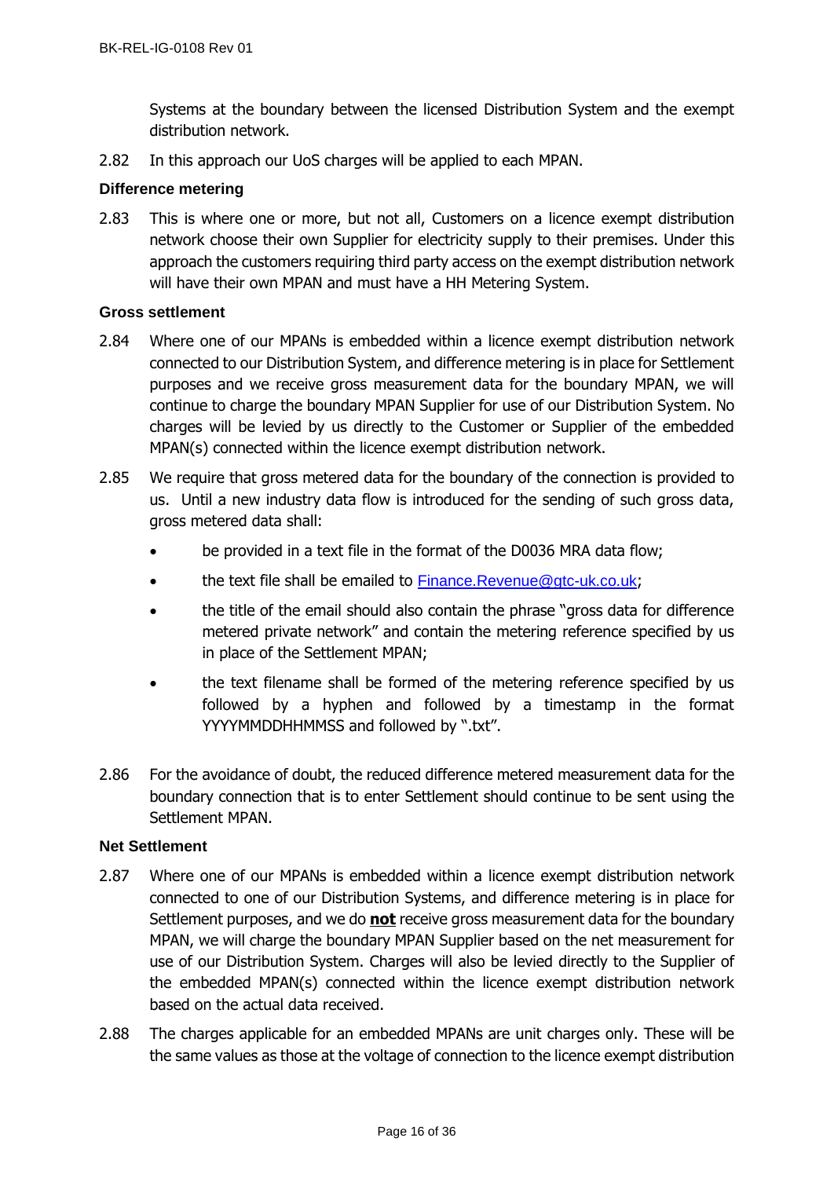Systems at the boundary between the licensed Distribution System and the exempt distribution network.

2.82 In this approach our UoS charges will be applied to each MPAN.

**Difference metering**

2.83 This is where one or more, but not all, Customers on a licence exempt distribution network choose their own Supplier for electricity supply to their premises. Under this approach the customers requiring third party access on the exempt distribution network will have their own MPAN and must have a HH Metering System.

**Gross settlement**

2.84 Where one of our MPANs is embedded within a licence exempt distribution network connected to our Distribution System, and difference metering is in place for Settlement purposes and we receive gross measurement data for the boundary MPAN, we will continue to charge the boundary MPAN Supplier for use of our Distribution System. No charges will be levied by us directly to the Customer or Supplier of the embedded MPAN(s) connected within the licence exempt distribution network.

2.85 We require that gross metered data for the boundary of the connection is provided to us. Until a new industry data flow is introduced for the sending of such gross data, gross metered data shall:

- be provided in a text file in the format of the D0036 MRA data flow;
- the text file shall be emailed to Finance.Revenue@gtc-uk.co.uk;
- the title of the email should also contain the phrase "gross data for difference metered private network" and contain the metering reference specified by us in place of the Settlement MPAN;
- the text filename shall be formed of the metering reference specified by us followed by a hyphen and followed by a timestamp in the format YYYYMMDDHHMMSS and followed by ".txt".

2.86 For the avoidance of doubt, the reduced difference metered measurement data for the boundary connection that is to enter Settlement should continue to be sent using the Settlement MPAN.

**Net Settlement**

2.87 Where one of our MPANs is embedded within a licence exempt distribution network connected to one of our Distribution Systems, and difference metering is in place for Settlement purposes, and we do **<u>not</u>** receive gross measurement data for the boundary MPAN, we will charge the boundary MPAN Supplier based on the net measurement for use of our Distribution System. Charges will also be levied directly to the Supplier of the embedded MPAN(s) connected within the licence exempt distribution network based on the actual data received.

2.88 The charges applicable for an embedded MPANs are unit charges only. These will be the same values as those at the voltage of connection to the licence exempt distribution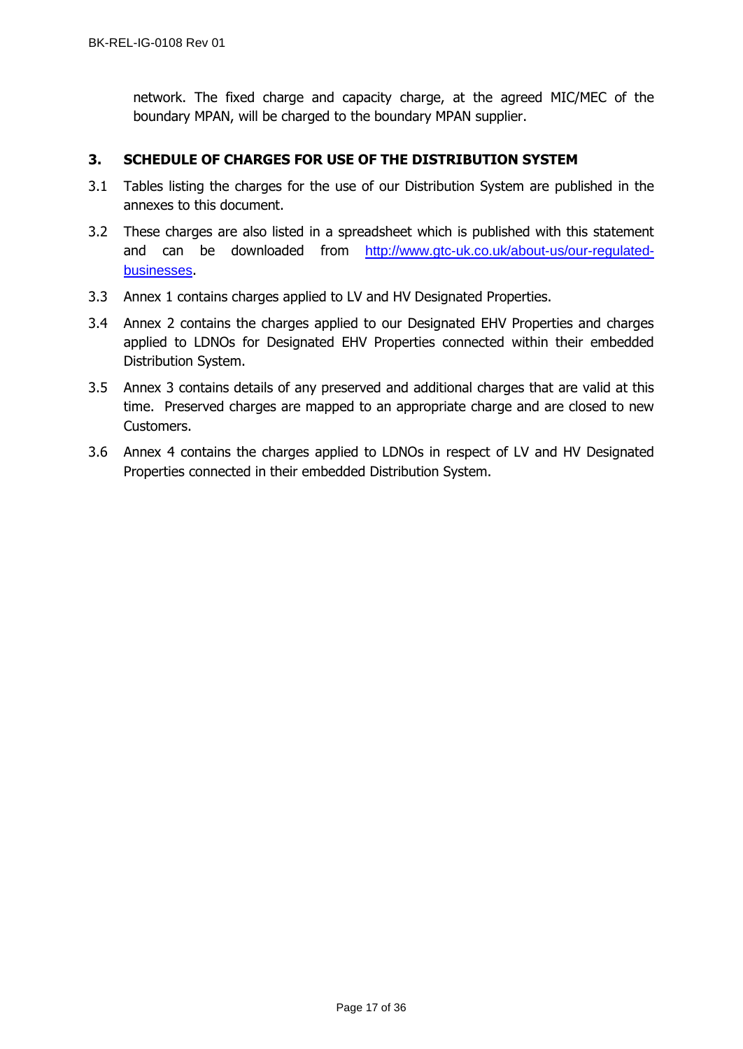network. The fixed charge and capacity charge, at the agreed MIC/MEC of the boundary MPAN, will be charged to the boundary MPAN supplier.

## 3. SCHEDULE OF CHARGES FOR USE OF THE DISTRIBUTION SYSTEM

3.1 Tables listing the charges for the use of our Distribution System are published in the annexes to this document.

3.2 These charges are also listed in a spreadsheet which is published with this statement and can be downloaded from [http://www.gtc-uk.co.uk/about-us/our-regulated-businesses](http://www.gtc-uk.co.uk/about-us/our-regulated-businesses).

3.3 Annex 1 contains charges applied to LV and HV Designated Properties.

3.4 Annex 2 contains the charges applied to our Designated EHV Properties and charges applied to LDNOs for Designated EHV Properties connected within their embedded Distribution System.

3.5 Annex 3 contains details of any preserved and additional charges that are valid at this time. Preserved charges are mapped to an appropriate charge and are closed to new Customers.

3.6 Annex 4 contains the charges applied to LDNOs in respect of LV and HV Designated Properties connected in their embedded Distribution System.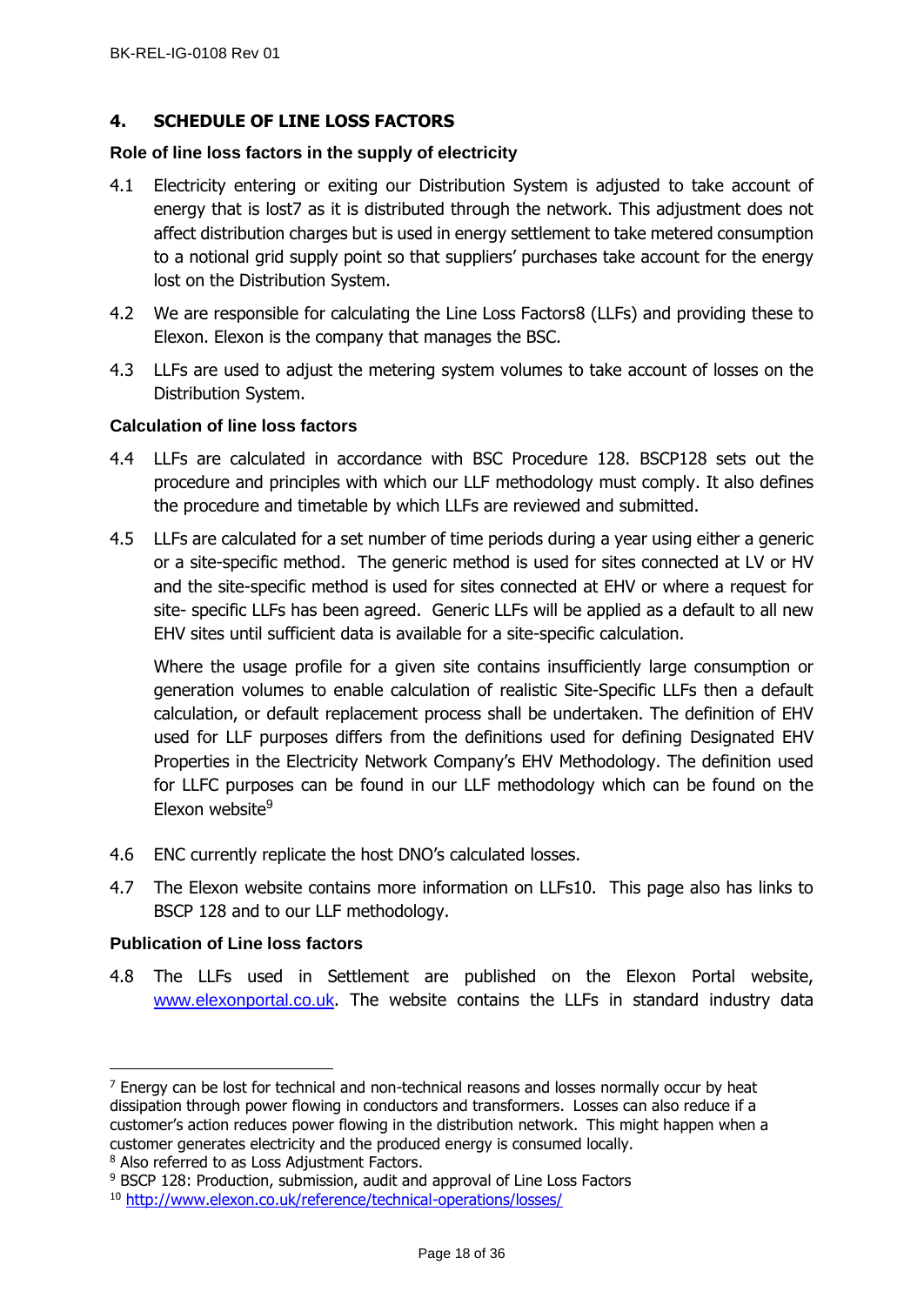## 4. SCHEDULE OF LINE LOSS FACTORS

### Role of line loss factors in the supply of electricity

4.1 Electricity entering or exiting our Distribution System is adjusted to take account of energy that is lost[7] as it is distributed through the network. This adjustment does not affect distribution charges but is used in energy settlement to take metered consumption to a notional grid supply point so that suppliers' purchases take account for the energy lost on the Distribution System.

4.2 We are responsible for calculating the Line Loss Factors[8] (LLFs) and providing these to Elexon. Elexon is the company that manages the BSC.

4.3 LLFs are used to adjust the metering system volumes to take account of losses on the Distribution System.

### Calculation of line loss factors

4.4 LLFs are calculated in accordance with BSC Procedure 128. BSCP128 sets out the procedure and principles with which our LLF methodology must comply. It also defines the procedure and timetable by which LLFs are reviewed and submitted.

4.5 LLFs are calculated for a set number of time periods during a year using either a generic or a site-specific method. The generic method is used for sites connected at LV or HV and the site-specific method is used for sites connected at EHV or where a request for site- specific LLFs has been agreed. Generic LLFs will be applied as a default to all new EHV sites until sufficient data is available for a site-specific calculation.

Where the usage profile for a given site contains insufficiently large consumption or generation volumes to enable calculation of realistic Site-Specific LLFs then a default calculation, or default replacement process shall be undertaken. The definition of EHV used for LLF purposes differs from the definitions used for defining Designated EHV Properties in the Electricity Network Company's EHV Methodology. The definition used for LLFC purposes can be found in our LLF methodology which can be found on the Elexon website[9]

4.6 ENC currently replicate the host DNO's calculated losses.

4.7 The Elexon website contains more information on LLFs[10]. This page also has links to BSCP 128 and to our LLF methodology.

### Publication of Line loss factors

4.8 The LLFs used in Settlement are published on the Elexon Portal website, [www.elexonportal.co.uk](www.elexonportal.co.uk). The website contains the LLFs in standard industry data

---

[7] Energy can be lost for technical and non-technical reasons and losses normally occur by heat dissipation through power flowing in conductors and transformers. Losses can also reduce if a customer's action reduces power flowing in the distribution network. This might happen when a customer generates electricity and the produced energy is consumed locally.

[8] Also referred to as Loss Adjustment Factors.

[9] BSCP 128: Production, submission, audit and approval of Line Loss Factors

[10] [http://www.elexon.co.uk/reference/technical-operations/losses/](http://www.elexon.co.uk/reference/technical-operations/losses/)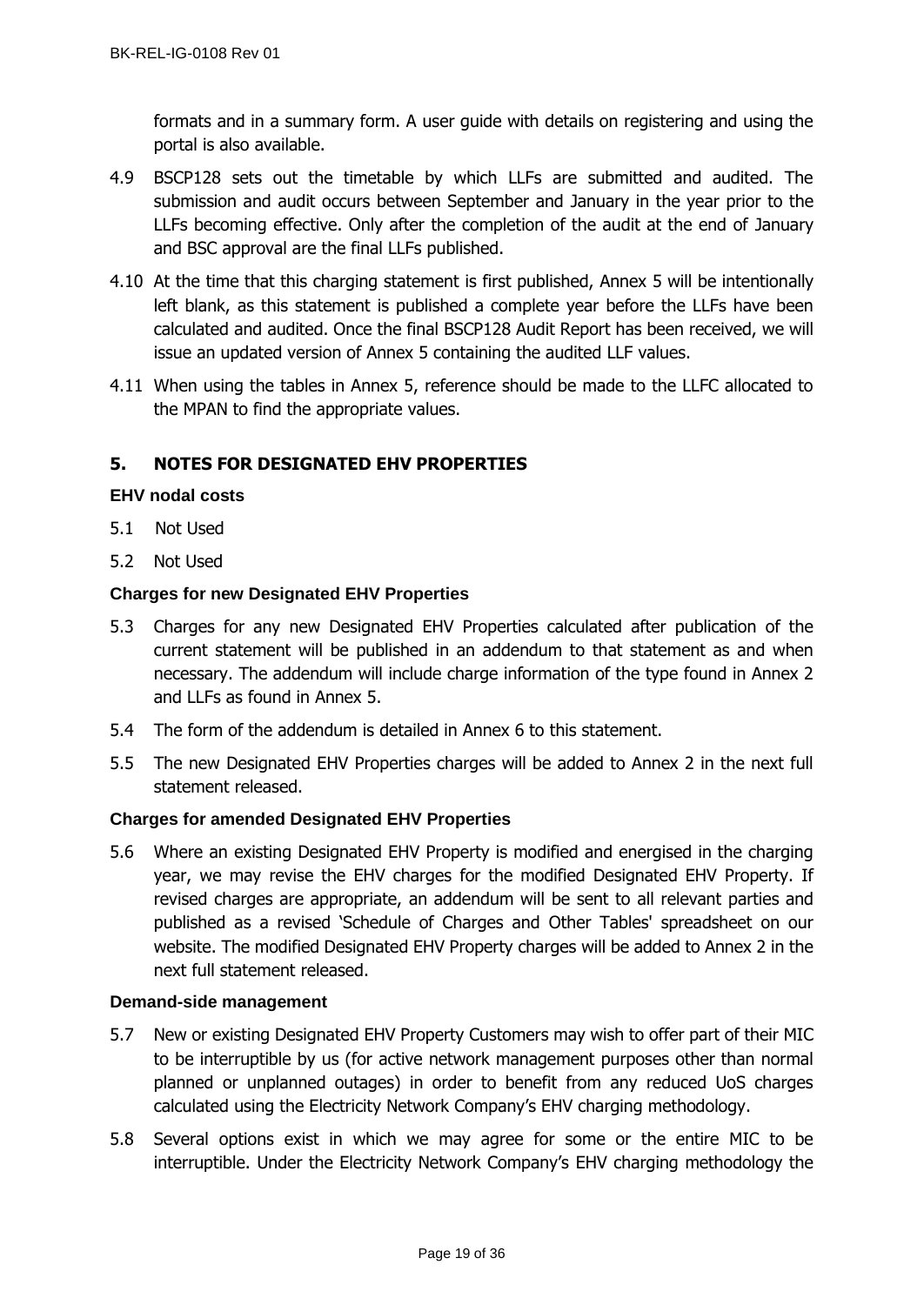formats and in a summary form. A user guide with details on registering and using the portal is also available.

4.9 BSCP128 sets out the timetable by which LLFs are submitted and audited. The submission and audit occurs between September and January in the year prior to the LLFs becoming effective. Only after the completion of the audit at the end of January and BSC approval are the final LLFs published.

4.10 At the time that this charging statement is first published, Annex 5 will be intentionally left blank, as this statement is published a complete year before the LLFs have been calculated and audited. Once the final BSCP128 Audit Report has been received, we will issue an updated version of Annex 5 containing the audited LLF values.

4.11 When using the tables in Annex 5, reference should be made to the LLFC allocated to the MPAN to find the appropriate values.

## 5. NOTES FOR DESIGNATED EHV PROPERTIES

### EHV nodal costs

5.1 Not Used

5.2 Not Used

### Charges for new Designated EHV Properties

5.3 Charges for any new Designated EHV Properties calculated after publication of the current statement will be published in an addendum to that statement as and when necessary. The addendum will include charge information of the type found in Annex 2 and LLFs as found in Annex 5.

5.4 The form of the addendum is detailed in Annex 6 to this statement.

5.5 The new Designated EHV Properties charges will be added to Annex 2 in the next full statement released.

### Charges for amended Designated EHV Properties

5.6 Where an existing Designated EHV Property is modified and energised in the charging year, we may revise the EHV charges for the modified Designated EHV Property. If revised charges are appropriate, an addendum will be sent to all relevant parties and published as a revised 'Schedule of Charges and Other Tables' spreadsheet on our website. The modified Designated EHV Property charges will be added to Annex 2 in the next full statement released.

### Demand-side management

5.7 New or existing Designated EHV Property Customers may wish to offer part of their MIC to be interruptible by us (for active network management purposes other than normal planned or unplanned outages) in order to benefit from any reduced UoS charges calculated using the Electricity Network Company's EHV charging methodology.

5.8 Several options exist in which we may agree for some or the entire MIC to be interruptible. Under the Electricity Network Company's EHV charging methodology the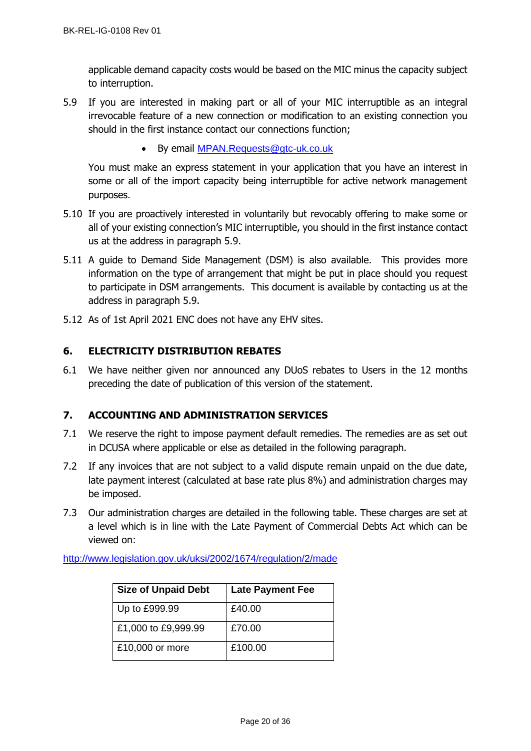applicable demand capacity costs would be based on the MIC minus the capacity subject to interruption.

5.9 If you are interested in making part or all of your MIC interruptible as an integral irrevocable feature of a new connection or modification to an existing connection you should in the first instance contact our connections function;

- By email [MPAN.Requests@gtc-uk.co.uk](mailto:MPAN.Requests@gtc-uk.co.uk)

You must make an express statement in your application that you have an interest in some or all of the import capacity being interruptible for active network management purposes.

5.10 If you are proactively interested in voluntarily but revocably offering to make some or all of your existing connection's MIC interruptible, you should in the first instance contact us at the address in paragraph 5.9.

5.11 A guide to Demand Side Management (DSM) is also available. This provides more information on the type of arrangement that might be put in place should you request to participate in DSM arrangements. This document is available by contacting us at the address in paragraph 5.9.

5.12 As of 1st April 2021 ENC does not have any EHV sites.

## 6. ELECTRICITY DISTRIBUTION REBATES

6.1 We have neither given nor announced any DUoS rebates to Users in the 12 months preceding the date of publication of this version of the statement.

## 7. ACCOUNTING AND ADMINISTRATION SERVICES

7.1 We reserve the right to impose payment default remedies. The remedies are as set out in DCUSA where applicable or else as detailed in the following paragraph.

7.2 If any invoices that are not subject to a valid dispute remain unpaid on the due date, late payment interest (calculated at base rate plus 8%) and administration charges may be imposed.

7.3 Our administration charges are detailed in the following table. These charges are set at a level which is in line with the Late Payment of Commercial Debts Act which can be viewed on:

http://www.legislation.gov.uk/uksi/2002/1674/regulation/2/made

| Size of Unpaid Debt | Late Payment Fee |
|---|---|
| Up to £999.99 | £40.00 |
| £1,000 to £9,999.99 | £70.00 |
| £10,000 or more | £100.00 |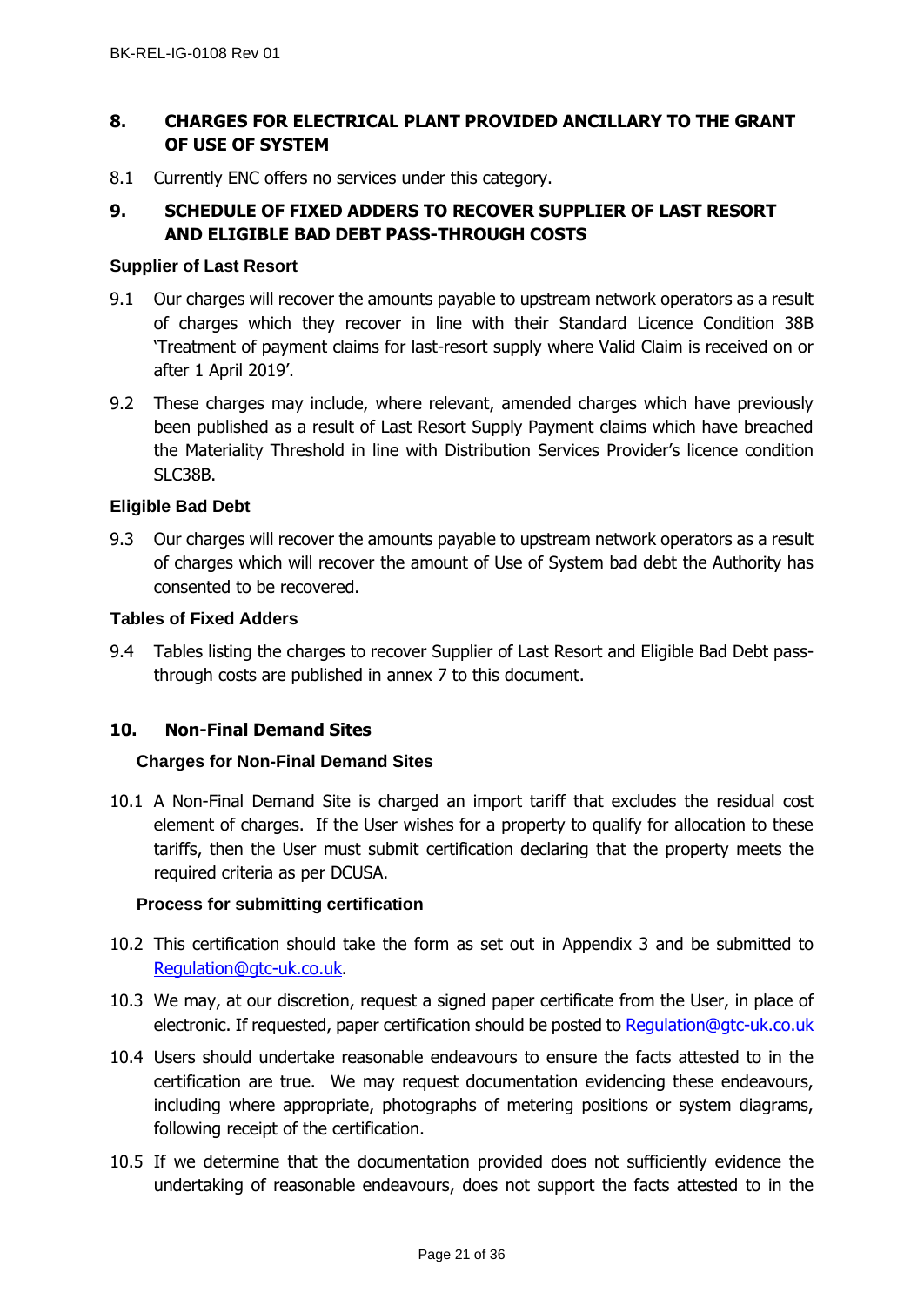## 8. CHARGES FOR ELECTRICAL PLANT PROVIDED ANCILLARY TO THE GRANT OF USE OF SYSTEM

8.1 Currently ENC offers no services under this category.

## 9. SCHEDULE OF FIXED ADDERS TO RECOVER SUPPLIER OF LAST RESORT AND ELIGIBLE BAD DEBT PASS-THROUGH COSTS

### Supplier of Last Resort

9.1 Our charges will recover the amounts payable to upstream network operators as a result of charges which they recover in line with their Standard Licence Condition 38B 'Treatment of payment claims for last-resort supply where Valid Claim is received on or after 1 April 2019'.

9.2 These charges may include, where relevant, amended charges which have previously been published as a result of Last Resort Supply Payment claims which have breached the Materiality Threshold in line with Distribution Services Provider's licence condition SLC38B.

### Eligible Bad Debt

9.3 Our charges will recover the amounts payable to upstream network operators as a result of charges which will recover the amount of Use of System bad debt the Authority has consented to be recovered.

### Tables of Fixed Adders

9.4 Tables listing the charges to recover Supplier of Last Resort and Eligible Bad Debt pass-through costs are published in annex 7 to this document.

## 10. Non-Final Demand Sites

### Charges for Non-Final Demand Sites

10.1 A Non-Final Demand Site is charged an import tariff that excludes the residual cost element of charges. If the User wishes for a property to qualify for allocation to these tariffs, then the User must submit certification declaring that the property meets the required criteria as per DCUSA.

### Process for submitting certification

10.2 This certification should take the form as set out in Appendix 3 and be submitted to Regulation@gtc-uk.co.uk.

10.3 We may, at our discretion, request a signed paper certificate from the User, in place of electronic. If requested, paper certification should be posted to Regulation@gtc-uk.co.uk

10.4 Users should undertake reasonable endeavours to ensure the facts attested to in the certification are true. We may request documentation evidencing these endeavours, including where appropriate, photographs of metering positions or system diagrams, following receipt of the certification.

10.5 If we determine that the documentation provided does not sufficiently evidence the undertaking of reasonable endeavours, does not support the facts attested to in the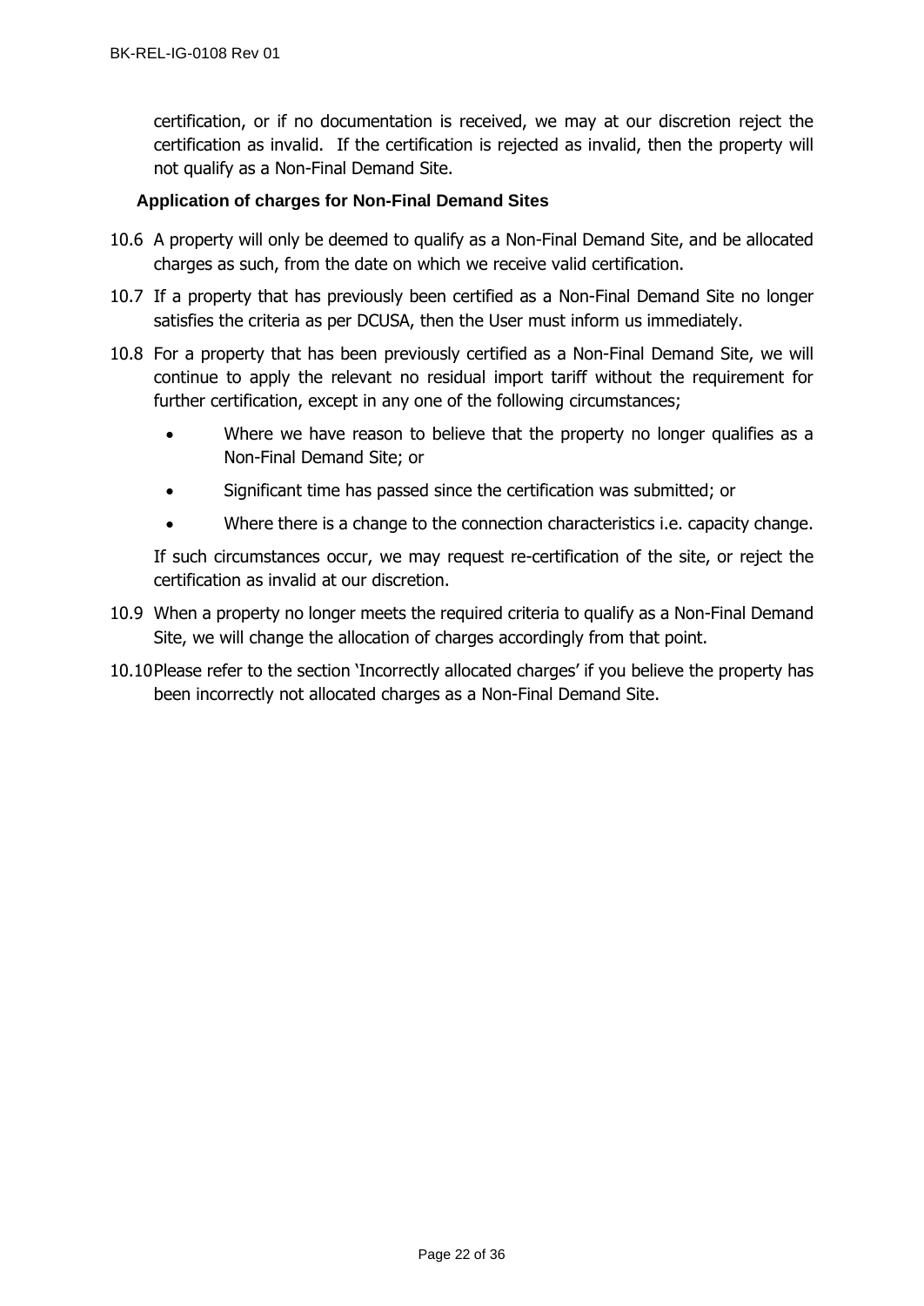certification, or if no documentation is received, we may at our discretion reject the certification as invalid. If the certification is rejected as invalid, then the property will not qualify as a Non-Final Demand Site.

**Application of charges for Non-Final Demand Sites**

10.6 A property will only be deemed to qualify as a Non-Final Demand Site, and be allocated charges as such, from the date on which we receive valid certification.

10.7 If a property that has previously been certified as a Non-Final Demand Site no longer satisfies the criteria as per DCUSA, then the User must inform us immediately.

10.8 For a property that has been previously certified as a Non-Final Demand Site, we will continue to apply the relevant no residual import tariff without the requirement for further certification, except in any one of the following circumstances;

- Where we have reason to believe that the property no longer qualifies as a Non-Final Demand Site; or
- Significant time has passed since the certification was submitted; or
- Where there is a change to the connection characteristics i.e. capacity change.

If such circumstances occur, we may request re-certification of the site, or reject the certification as invalid at our discretion.

10.9 When a property no longer meets the required criteria to qualify as a Non-Final Demand Site, we will change the allocation of charges accordingly from that point.

10.10 Please refer to the section 'Incorrectly allocated charges' if you believe the property has been incorrectly not allocated charges as a Non-Final Demand Site.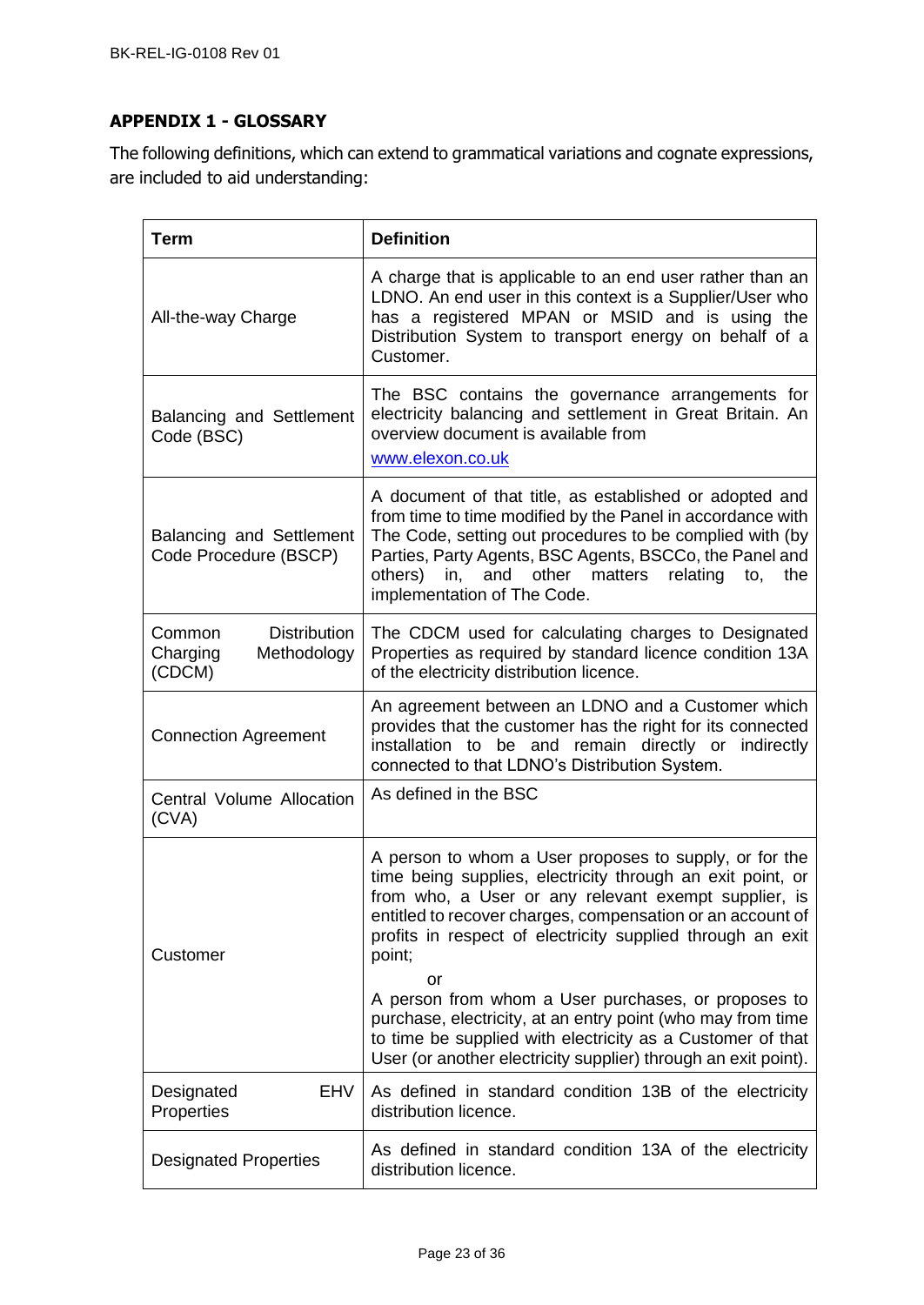## APPENDIX 1 - GLOSSARY

The following definitions, which can extend to grammatical variations and cognate expressions, are included to aid understanding:

| Term | Definition |
| --- | --- |
| All-the-way Charge | A charge that is applicable to an end user rather than an LDNO. An end user in this context is a Supplier/User who has a registered MPAN or MSID and is using the Distribution System to transport energy on behalf of a Customer. |
| Balancing and Settlement Code (BSC) | The BSC contains the governance arrangements for electricity balancing and settlement in Great Britain. An overview document is available from www.elexon.co.uk |
| Balancing and Settlement Code Procedure (BSCP) | A document of that title, as established or adopted and from time to time modified by the Panel in accordance with The Code, setting out procedures to be complied with (by Parties, Party Agents, BSC Agents, BSCCo, the Panel and others) in, and other matters relating to, the implementation of The Code. |
| Common Distribution Charging Methodology (CDCM) | The CDCM used for calculating charges to Designated Properties as required by standard licence condition 13A of the electricity distribution licence. |
| Connection Agreement | An agreement between an LDNO and a Customer which provides that the customer has the right for its connected installation to be and remain directly or indirectly connected to that LDNO's Distribution System. |
| Central Volume Allocation (CVA) | As defined in the BSC |
| Customer | A person to whom a User proposes to supply, or for the time being supplies, electricity through an exit point, or from who, a User or any relevant exempt supplier, is entitled to recover charges, compensation or an account of profits in respect of electricity supplied through an exit point;<br>or<br>A person from whom a User purchases, or proposes to purchase, electricity, at an entry point (who may from time to time be supplied with electricity as a Customer of that User (or another electricity supplier) through an exit point). |
| Designated EHV Properties | As defined in standard condition 13B of the electricity distribution licence. |
| Designated Properties | As defined in standard condition 13A of the electricity distribution licence. |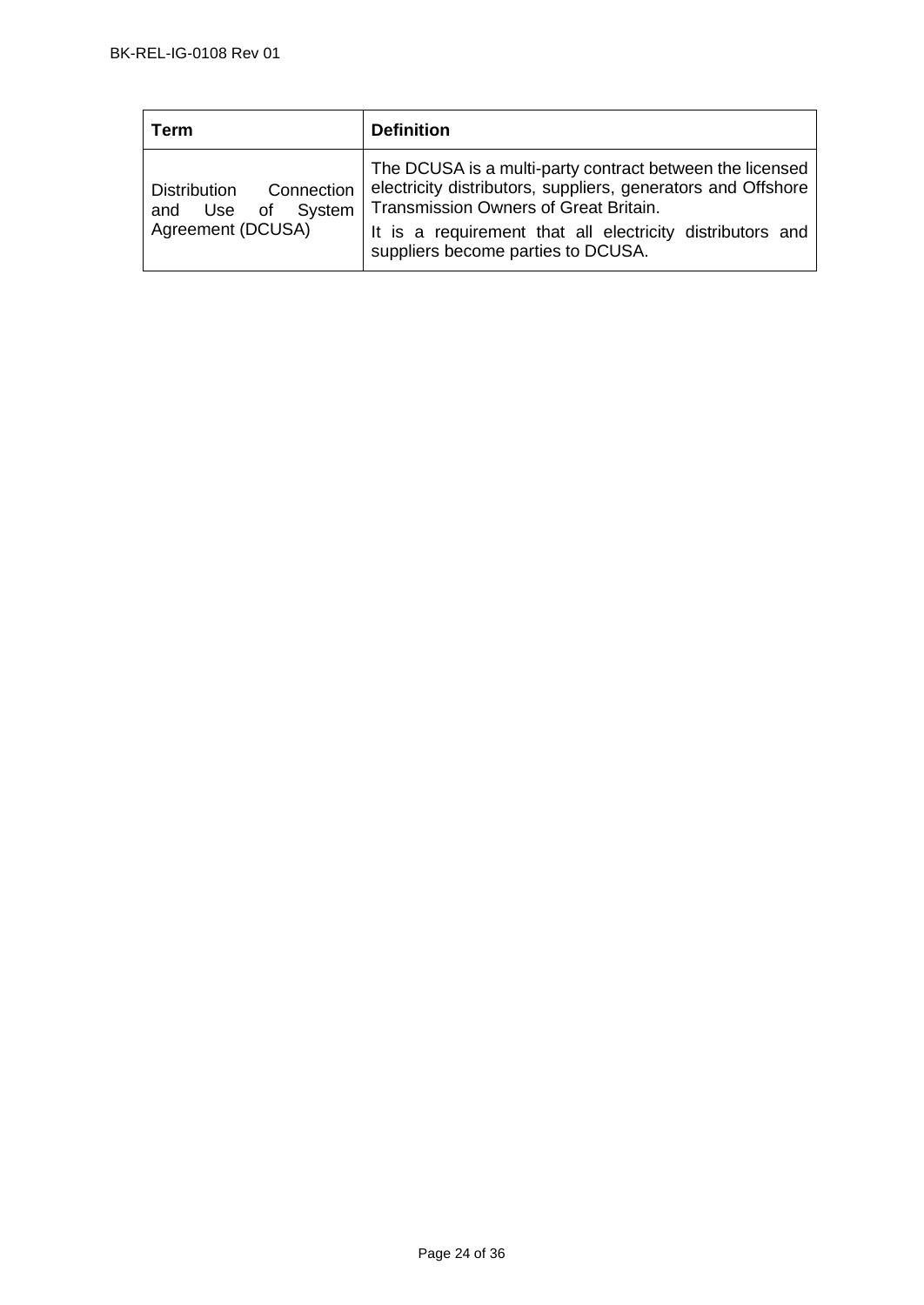| Term | Definition |
|---|---|
| Distribution Connection and Use of System Agreement (DCUSA) | The DCUSA is a multi-party contract between the licensed electricity distributors, suppliers, generators and Offshore Transmission Owners of Great Britain.<br>It is a requirement that all electricity distributors and suppliers become parties to DCUSA. |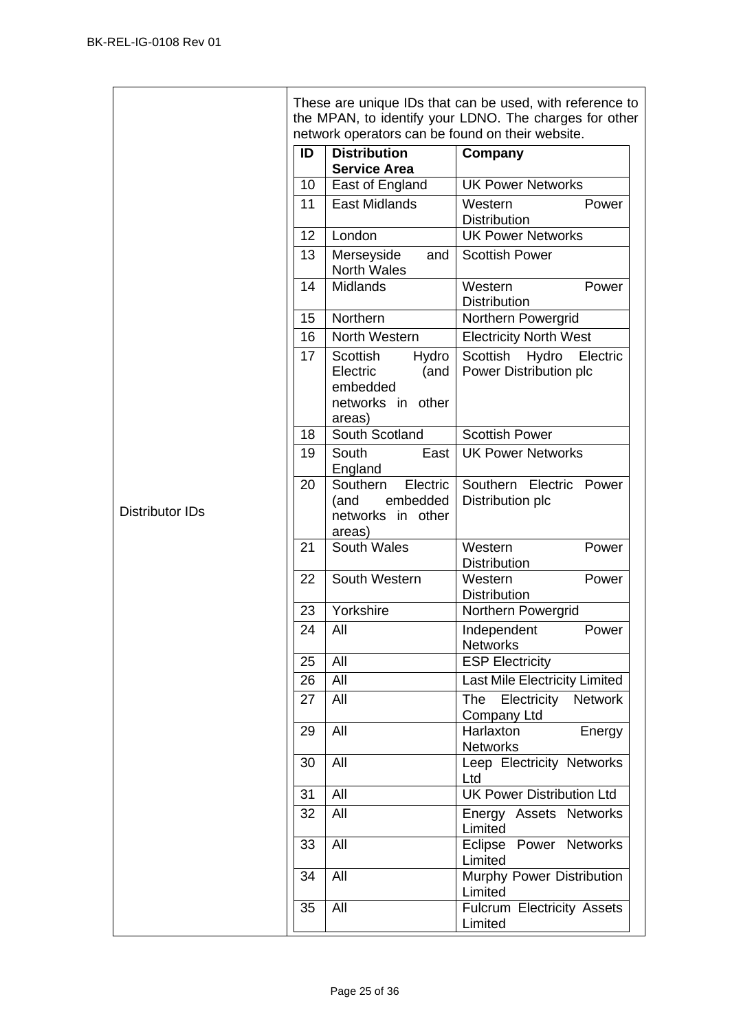| Distributor IDs | These are unique IDs that can be used, with reference to the MPAN, to identify your LDNO. The charges for other network operators can be found on their website. |
|---|---|

| ID | Distribution Service Area | Company |
|---|---|---|
| 10 | East of England | UK Power Networks |
| 11 | East Midlands | Western Power Distribution |
| 12 | London | UK Power Networks |
| 13 | Merseyside and North Wales | Scottish Power |
| 14 | Midlands | Western Power Distribution |
| 15 | Northern | Northern Powergrid |
| 16 | North Western | Electricity North West |
| 17 | Scottish Hydro Electric (and embedded networks in other areas) | Scottish Hydro Electric Power Distribution plc |
| 18 | South Scotland | Scottish Power |
| 19 | South East England | UK Power Networks |
| 20 | Southern Electric (and embedded networks in other areas) | Southern Electric Power Distribution plc |
| 21 | South Wales | Western Power Distribution |
| 22 | South Western | Western Power Distribution |
| 23 | Yorkshire | Northern Powergrid |
| 24 | All | Independent Power Networks |
| 25 | All | ESP Electricity |
| 26 | All | Last Mile Electricity Limited |
| 27 | All | The Electricity Network Company Ltd |
| 29 | All | Harlaxton Energy Networks |
| 30 | All | Leep Electricity Networks Ltd |
| 31 | All | UK Power Distribution Ltd |
| 32 | All | Energy Assets Networks Limited |
| 33 | All | Eclipse Power Networks Limited |
| 34 | All | Murphy Power Distribution Limited |
| 35 | All | Fulcrum Electricity Assets Limited |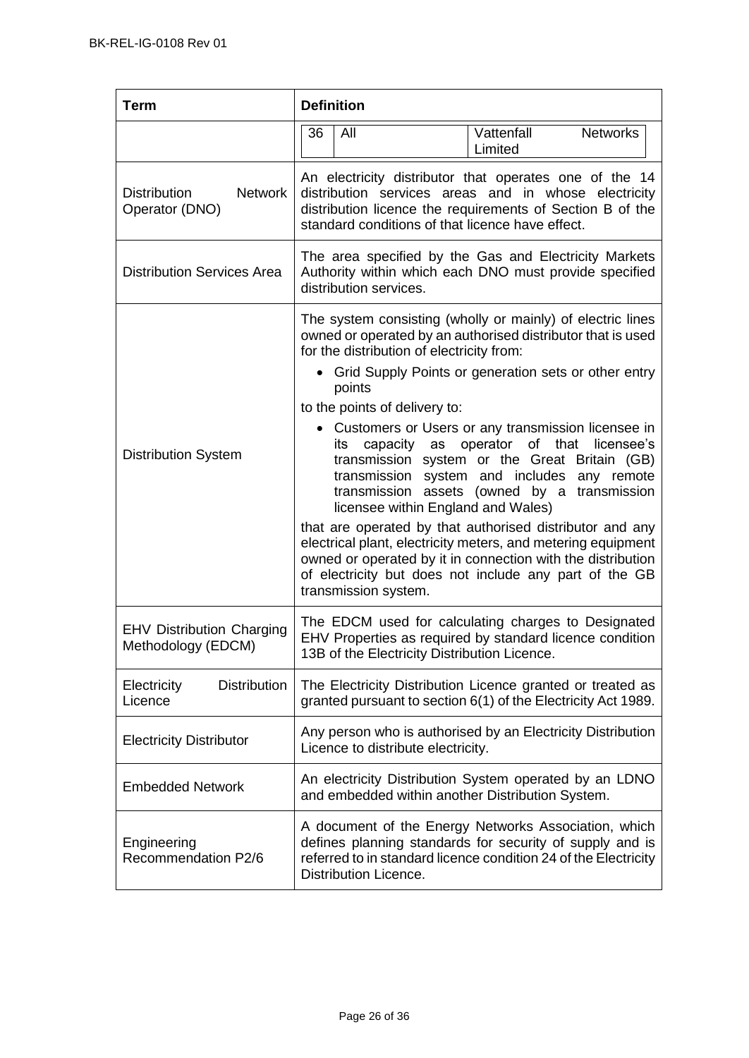| Term | Definition |
|---|---|
| | 36 \| All \| Vattenfall Networks Limited |
| Distribution Network Operator (DNO) | An electricity distributor that operates one of the 14 distribution services areas and in whose electricity distribution licence the requirements of Section B of the standard conditions of that licence have effect. |
| Distribution Services Area | The area specified by the Gas and Electricity Markets Authority within which each DNO must provide specified distribution services. |
| Distribution System | The system consisting (wholly or mainly) of electric lines owned or operated by an authorised distributor that is used for the distribution of electricity from: <br>• Grid Supply Points or generation sets or other entry points <br>to the points of delivery to: <br>• Customers or Users or any transmission licensee in its capacity as operator of that licensee's transmission system or the Great Britain (GB) transmission system and includes any remote transmission assets (owned by a transmission licensee within England and Wales) <br>that are operated by that authorised distributor and any electrical plant, electricity meters, and metering equipment owned or operated by it in connection with the distribution of electricity but does not include any part of the GB transmission system. |
| EHV Distribution Charging Methodology (EDCM) | The EDCM used for calculating charges to Designated EHV Properties as required by standard licence condition 13B of the Electricity Distribution Licence. |
| Electricity Distribution Licence | The Electricity Distribution Licence granted or treated as granted pursuant to section 6(1) of the Electricity Act 1989. |
| Electricity Distributor | Any person who is authorised by an Electricity Distribution Licence to distribute electricity. |
| Embedded Network | An electricity Distribution System operated by an LDNO and embedded within another Distribution System. |
| Engineering Recommendation P2/6 | A document of the Energy Networks Association, which defines planning standards for security of supply and is referred to in standard licence condition 24 of the Electricity Distribution Licence. |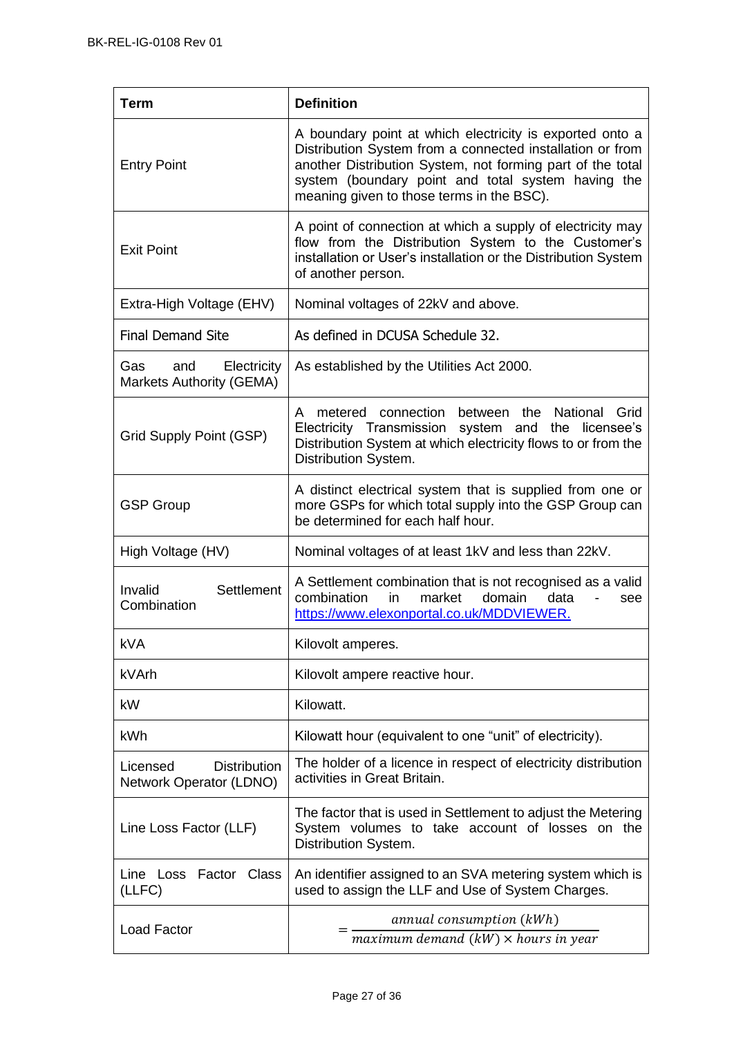| Term | Definition |
| --- | --- |
| Entry Point | A boundary point at which electricity is exported onto a Distribution System from a connected installation or from another Distribution System, not forming part of the total system (boundary point and total system having the meaning given to those terms in the BSC). |
| Exit Point | A point of connection at which a supply of electricity may flow from the Distribution System to the Customer's installation or User's installation or the Distribution System of another person. |
| Extra-High Voltage (EHV) | Nominal voltages of 22kV and above. |
| Final Demand Site | As defined in DCUSA Schedule 32. |
| Gas and Electricity Markets Authority (GEMA) | As established by the Utilities Act 2000. |
| Grid Supply Point (GSP) | A metered connection between the National Grid Electricity Transmission system and the licensee's Distribution System at which electricity flows to or from the Distribution System. |
| GSP Group | A distinct electrical system that is supplied from one or more GSPs for which total supply into the GSP Group can be determined for each half hour. |
| High Voltage (HV) | Nominal voltages of at least 1kV and less than 22kV. |
| Invalid Settlement Combination | A Settlement combination that is not recognised as a valid combination in market domain data - see [https://www.elexonportal.co.uk/MDDVIEWER.](https://www.elexonportal.co.uk/MDDVIEWER) |
| kVA | Kilovolt amperes. |
| kVArh | Kilovolt ampere reactive hour. |
| kW | Kilowatt. |
| kWh | Kilowatt hour (equivalent to one "unit" of electricity). |
| Licensed Distribution Network Operator (LDNO) | The holder of a licence in respect of electricity distribution activities in Great Britain. |
| Line Loss Factor (LLF) | The factor that is used in Settlement to adjust the Metering System volumes to take account of losses on the Distribution System. |
| Line Loss Factor Class (LLFC) | An identifier assigned to an SVA metering system which is used to assign the LLF and Use of System Charges. |
| Load Factor | $= \frac{annual\ consumption\ (kWh)}{maximum\ demand\ (kW) \times hours\ in\ year}$ |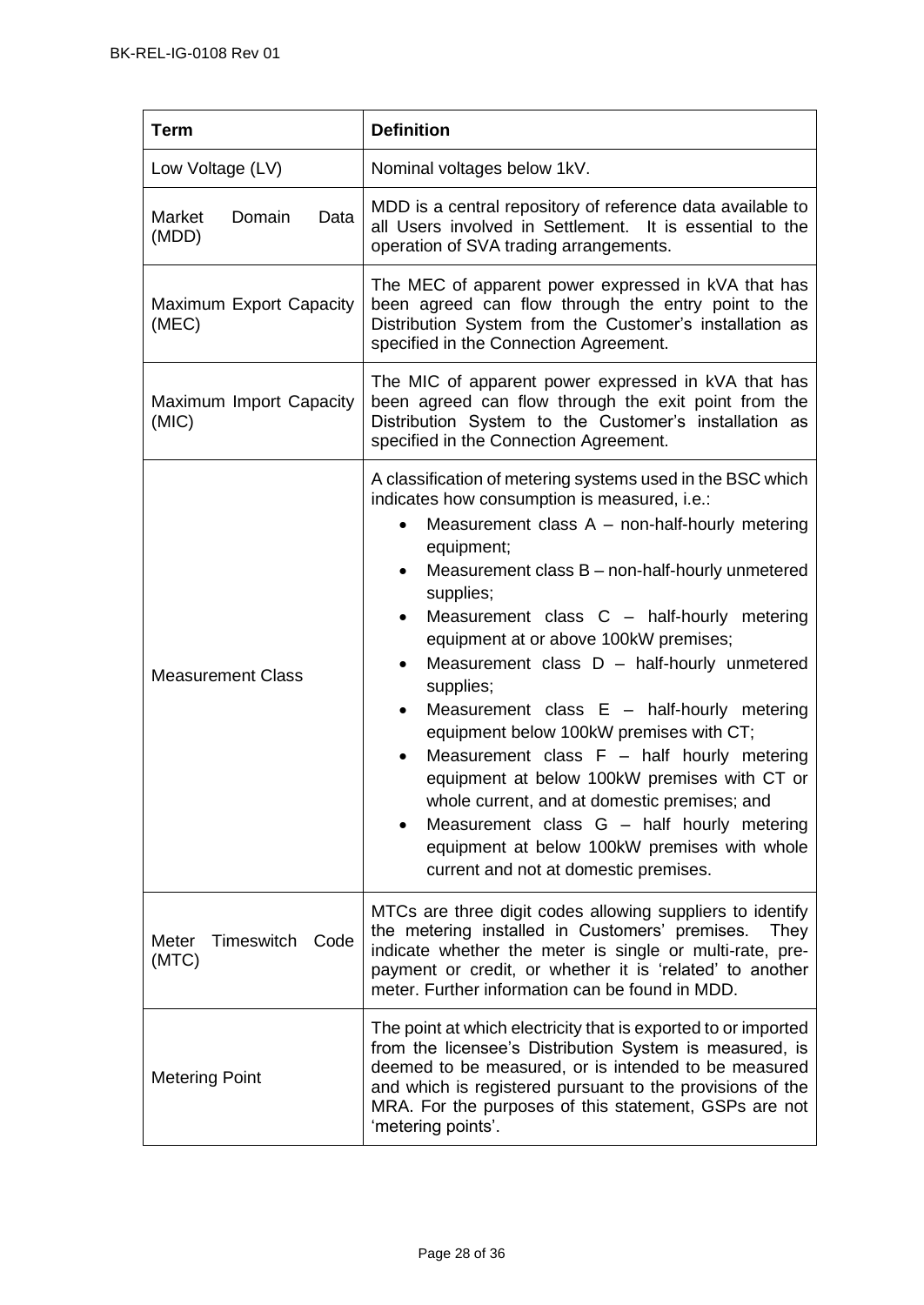| Term | Definition |
|---|---|
| Low Voltage (LV) | Nominal voltages below 1kV. |
| Market Domain Data (MDD) | MDD is a central repository of reference data available to all Users involved in Settlement. It is essential to the operation of SVA trading arrangements. |
| Maximum Export Capacity (MEC) | The MEC of apparent power expressed in kVA that has been agreed can flow through the entry point to the Distribution System from the Customer's installation as specified in the Connection Agreement. |
| Maximum Import Capacity (MIC) | The MIC of apparent power expressed in kVA that has been agreed can flow through the exit point from the Distribution System to the Customer's installation as specified in the Connection Agreement. |
| Measurement Class | A classification of metering systems used in the BSC which indicates how consumption is measured, i.e.: <br>• Measurement class A – non-half-hourly metering equipment; <br>• Measurement class B – non-half-hourly unmetered supplies; <br>• Measurement class C – half-hourly metering equipment at or above 100kW premises; <br>• Measurement class D – half-hourly unmetered supplies; <br>• Measurement class E – half-hourly metering equipment below 100kW premises with CT; <br>• Measurement class F – half hourly metering equipment at below 100kW premises with CT or whole current, and at domestic premises; and <br>• Measurement class G – half hourly metering equipment at below 100kW premises with whole current and not at domestic premises. |
| Meter Timeswitch Code (MTC) | MTCs are three digit codes allowing suppliers to identify the metering installed in Customers' premises. They indicate whether the meter is single or multi-rate, pre-payment or credit, or whether it is 'related' to another meter. Further information can be found in MDD. |
| Metering Point | The point at which electricity that is exported to or imported from the licensee's Distribution System is measured, is deemed to be measured, or is intended to be measured and which is registered pursuant to the provisions of the MRA. For the purposes of this statement, GSPs are not 'metering points'. |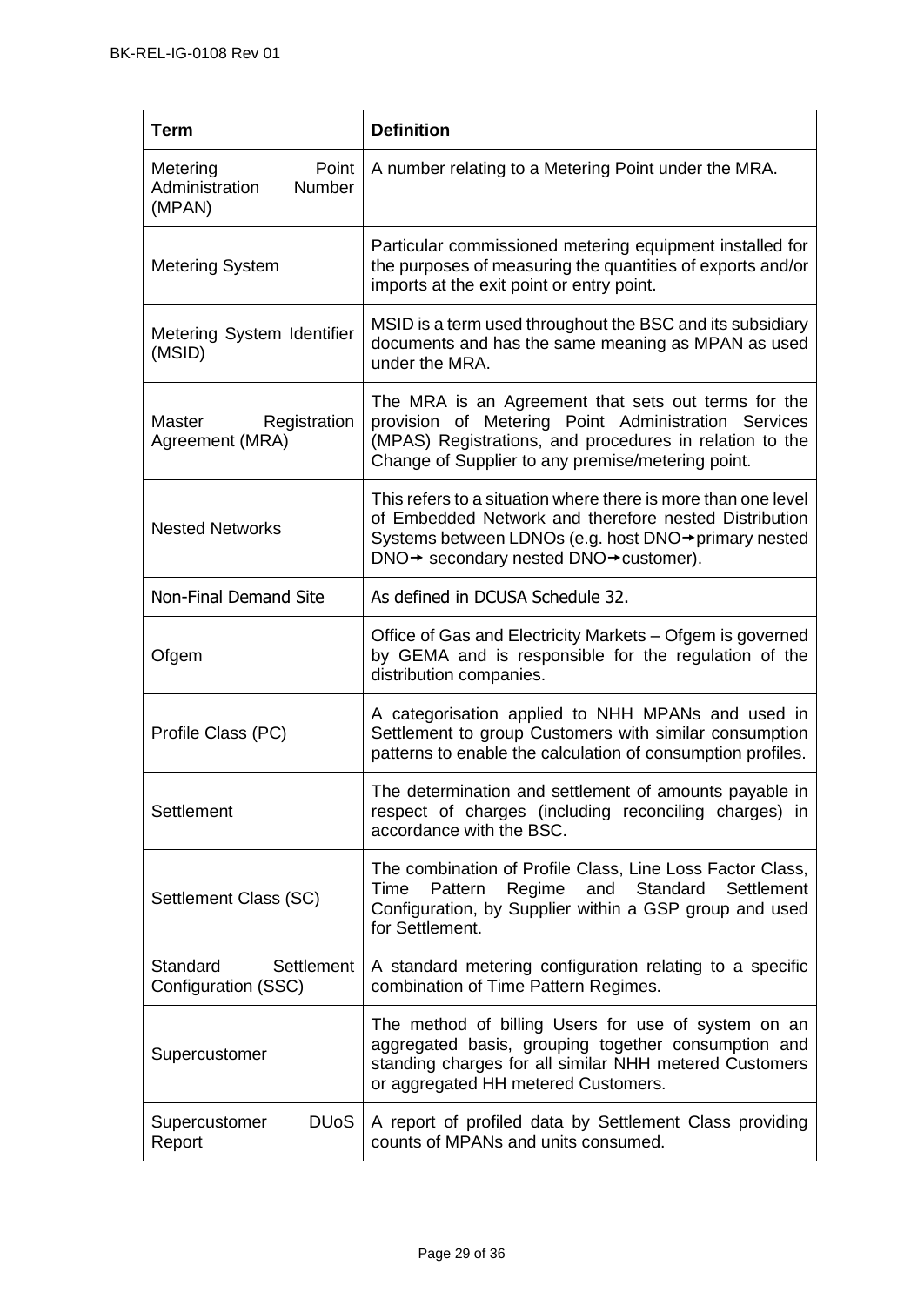| Term | Definition |
|---|---|
| Metering Point Administration Number (MPAN) | A number relating to a Metering Point under the MRA. |
| Metering System | Particular commissioned metering equipment installed for the purposes of measuring the quantities of exports and/or imports at the exit point or entry point. |
| Metering System Identifier (MSID) | MSID is a term used throughout the BSC and its subsidiary documents and has the same meaning as MPAN as used under the MRA. |
| Master Registration Agreement (MRA) | The MRA is an Agreement that sets out terms for the provision of Metering Point Administration Services (MPAS) Registrations, and procedures in relation to the Change of Supplier to any premise/metering point. |
| Nested Networks | This refers to a situation where there is more than one level of Embedded Network and therefore nested Distribution Systems between LDNOs (e.g. host DNO→primary nested DNO→ secondary nested DNO→customer). |
| Non-Final Demand Site | As defined in DCUSA Schedule 32. |
| Ofgem | Office of Gas and Electricity Markets – Ofgem is governed by GEMA and is responsible for the regulation of the distribution companies. |
| Profile Class (PC) | A categorisation applied to NHH MPANs and used in Settlement to group Customers with similar consumption patterns to enable the calculation of consumption profiles. |
| Settlement | The determination and settlement of amounts payable in respect of charges (including reconciling charges) in accordance with the BSC. |
| Settlement Class (SC) | The combination of Profile Class, Line Loss Factor Class, Time Pattern Regime and Standard Settlement Configuration, by Supplier within a GSP group and used for Settlement. |
| Standard Settlement Configuration (SSC) | A standard metering configuration relating to a specific combination of Time Pattern Regimes. |
| Supercustomer | The method of billing Users for use of system on an aggregated basis, grouping together consumption and standing charges for all similar NHH metered Customers or aggregated HH metered Customers. |
| Supercustomer DUoS Report | A report of profiled data by Settlement Class providing counts of MPANs and units consumed. |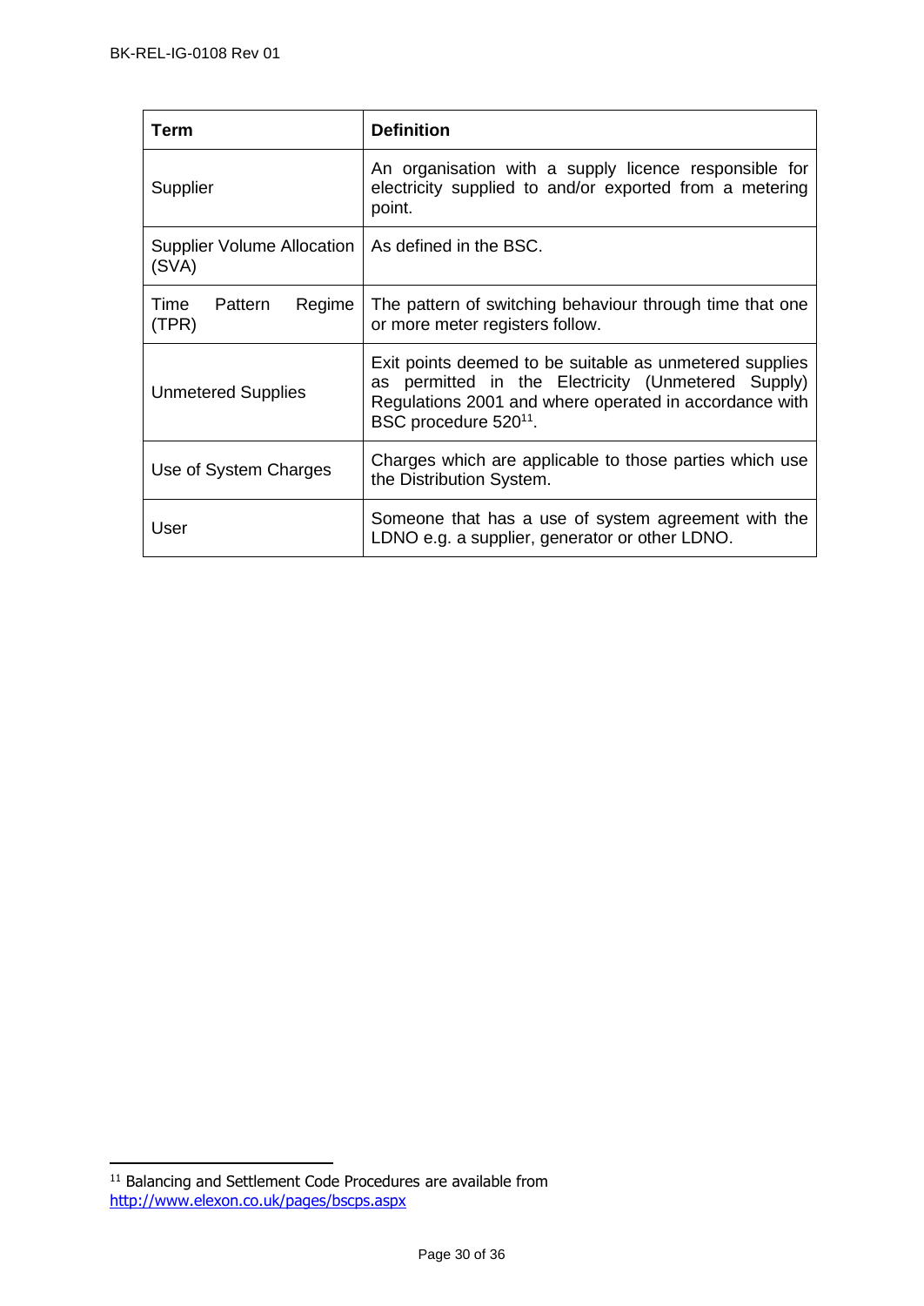| Term | Definition |
|---|---|
| Supplier | An organisation with a supply licence responsible for electricity supplied to and/or exported from a metering point. |
| Supplier Volume Allocation (SVA) | As defined in the BSC. |
| Time Pattern Regime (TPR) | The pattern of switching behaviour through time that one or more meter registers follow. |
| Unmetered Supplies | Exit points deemed to be suitable as unmetered supplies as permitted in the Electricity (Unmetered Supply) Regulations 2001 and where operated in accordance with BSC procedure 520[11]. |
| Use of System Charges | Charges which are applicable to those parties which use the Distribution System. |
| User | Someone that has a use of system agreement with the LDNO e.g. a supplier, generator or other LDNO. |

[11] Balancing and Settlement Code Procedures are available from http://www.elexon.co.uk/pages/bscps.aspx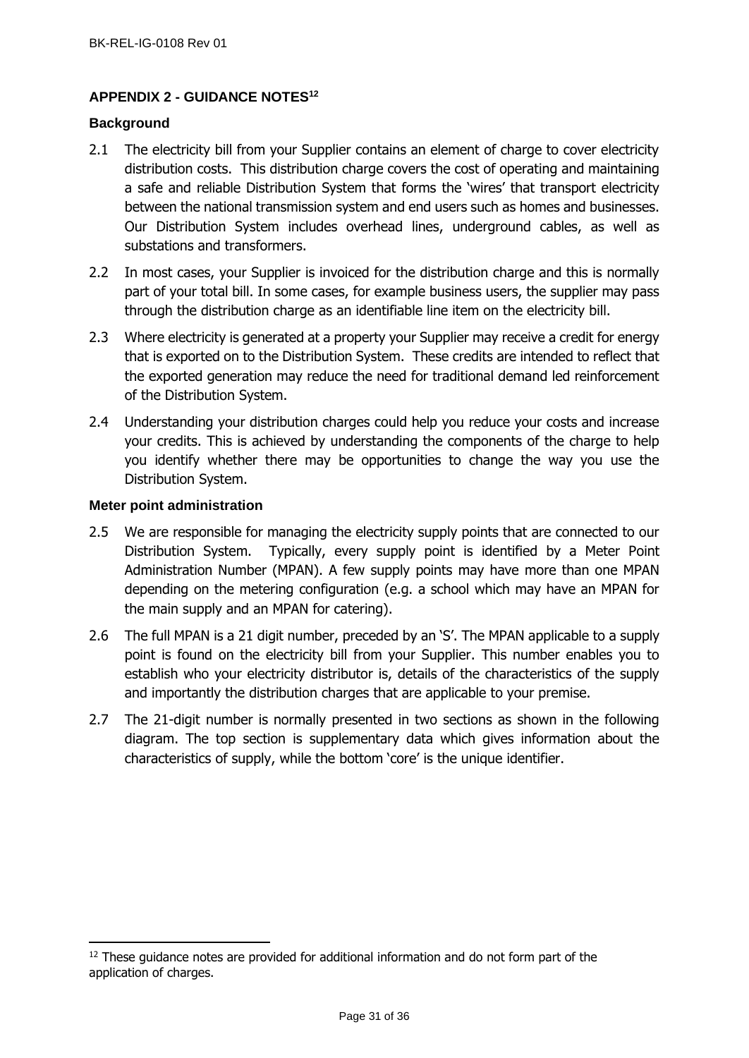## APPENDIX 2 - GUIDANCE NOTES[12]

### Background

2.1 The electricity bill from your Supplier contains an element of charge to cover electricity distribution costs. This distribution charge covers the cost of operating and maintaining a safe and reliable Distribution System that forms the 'wires' that transport electricity between the national transmission system and end users such as homes and businesses. Our Distribution System includes overhead lines, underground cables, as well as substations and transformers.

2.2 In most cases, your Supplier is invoiced for the distribution charge and this is normally part of your total bill. In some cases, for example business users, the supplier may pass through the distribution charge as an identifiable line item on the electricity bill.

2.3 Where electricity is generated at a property your Supplier may receive a credit for energy that is exported on to the Distribution System. These credits are intended to reflect that the exported generation may reduce the need for traditional demand led reinforcement of the Distribution System.

2.4 Understanding your distribution charges could help you reduce your costs and increase your credits. This is achieved by understanding the components of the charge to help you identify whether there may be opportunities to change the way you use the Distribution System.

### Meter point administration

2.5 We are responsible for managing the electricity supply points that are connected to our Distribution System. Typically, every supply point is identified by a Meter Point Administration Number (MPAN). A few supply points may have more than one MPAN depending on the metering configuration (e.g. a school which may have an MPAN for the main supply and an MPAN for catering).

2.6 The full MPAN is a 21 digit number, preceded by an 'S'. The MPAN applicable to a supply point is found on the electricity bill from your Supplier. This number enables you to establish who your electricity distributor is, details of the characteristics of the supply and importantly the distribution charges that are applicable to your premise.

2.7 The 21-digit number is normally presented in two sections as shown in the following diagram. The top section is supplementary data which gives information about the characteristics of supply, while the bottom 'core' is the unique identifier.

---

[12] These guidance notes are provided for additional information and do not form part of the application of charges.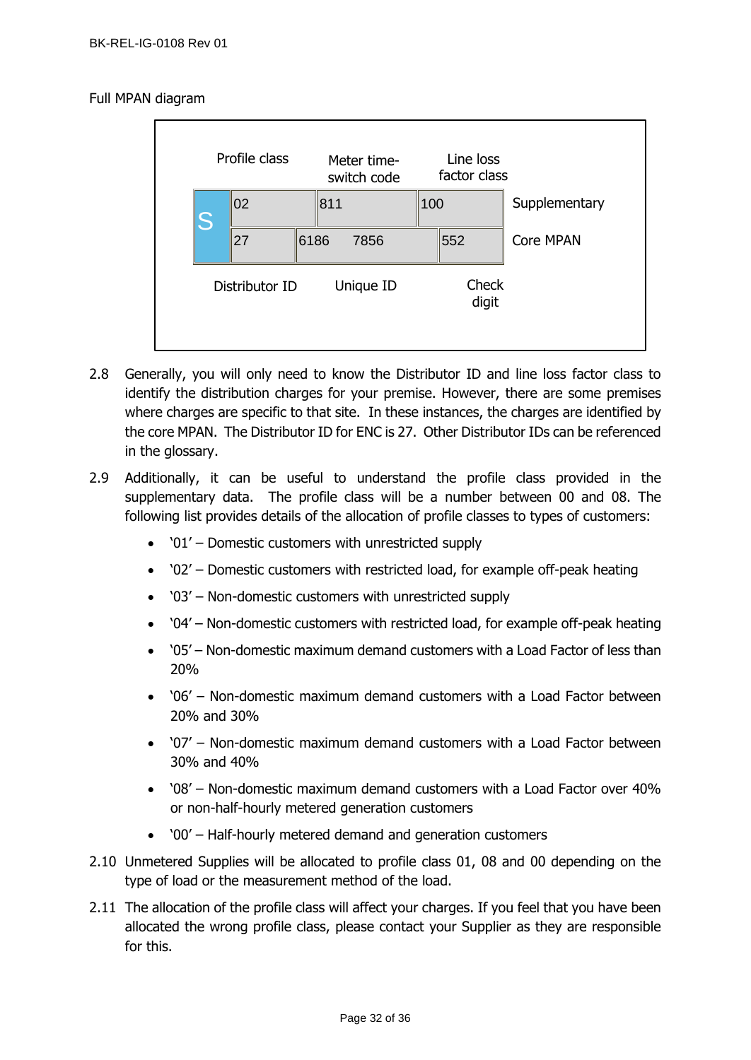Full MPAN diagram

| | Profile class | Meter time-switch code | Line loss factor class | |
|---|---|---|---|---|
| S | 02 | 811 | 100 | Supplementary |
| | 27 | 6186 7856 | 552 | Core MPAN |
| | Distributor ID | Unique ID | Check digit | |

2.8 Generally, you will only need to know the Distributor ID and line loss factor class to identify the distribution charges for your premise. However, there are some premises where charges are specific to that site. In these instances, the charges are identified by the core MPAN. The Distributor ID for ENC is 27. Other Distributor IDs can be referenced in the glossary.

2.9 Additionally, it can be useful to understand the profile class provided in the supplementary data. The profile class will be a number between 00 and 08. The following list provides details of the allocation of profile classes to types of customers:

- '01' – Domestic customers with unrestricted supply
- '02' – Domestic customers with restricted load, for example off-peak heating
- '03' – Non-domestic customers with unrestricted supply
- '04' – Non-domestic customers with restricted load, for example off-peak heating
- '05' – Non-domestic maximum demand customers with a Load Factor of less than 20%
- '06' – Non-domestic maximum demand customers with a Load Factor between 20% and 30%
- '07' – Non-domestic maximum demand customers with a Load Factor between 30% and 40%
- '08' – Non-domestic maximum demand customers with a Load Factor over 40% or non-half-hourly metered generation customers
- '00' – Half-hourly metered demand and generation customers

2.10 Unmetered Supplies will be allocated to profile class 01, 08 and 00 depending on the type of load or the measurement method of the load.

2.11 The allocation of the profile class will affect your charges. If you feel that you have been allocated the wrong profile class, please contact your Supplier as they are responsible for this.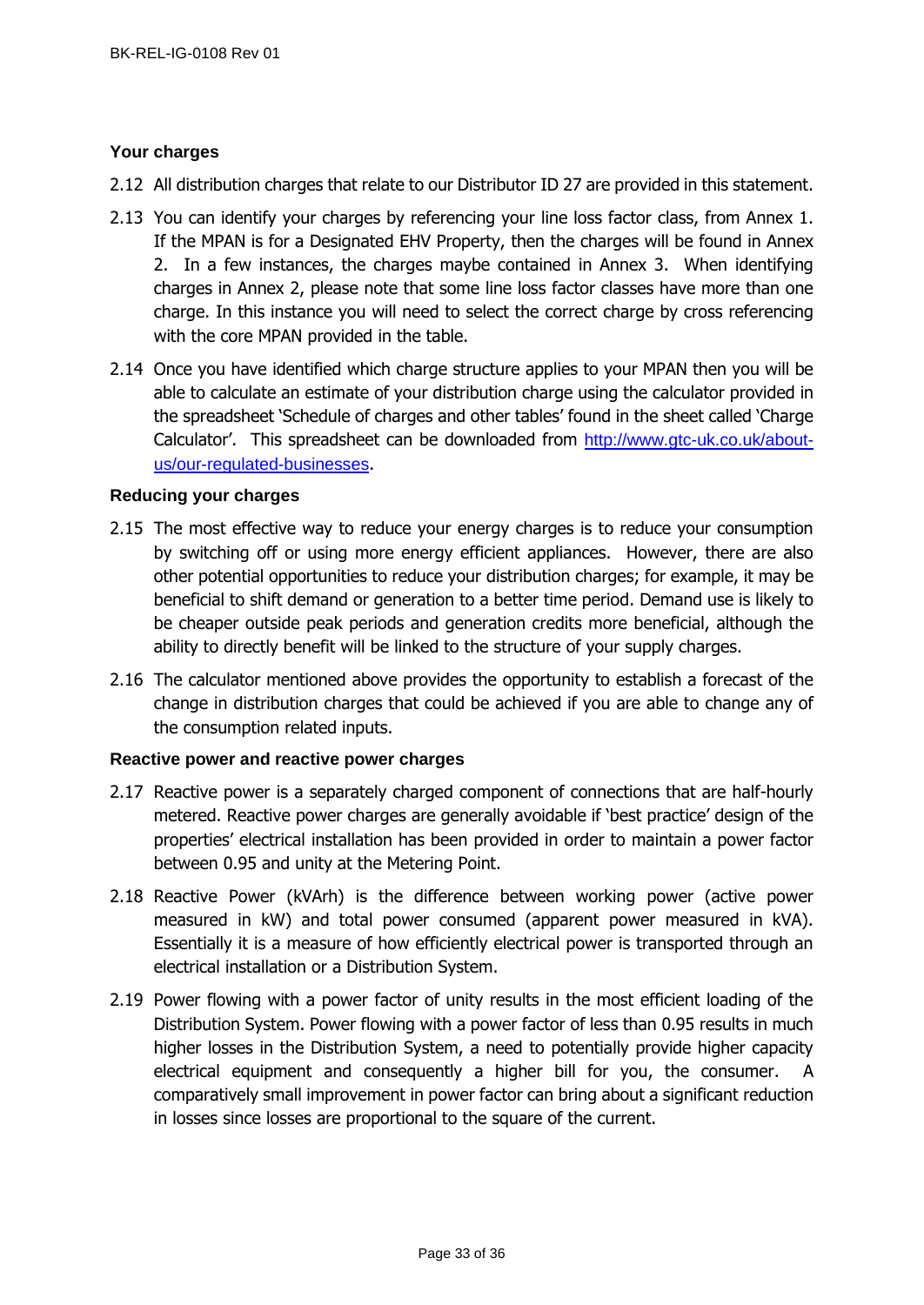### Your charges

2.12 All distribution charges that relate to our Distributor ID 27 are provided in this statement.

2.13 You can identify your charges by referencing your line loss factor class, from Annex 1. If the MPAN is for a Designated EHV Property, then the charges will be found in Annex 2. In a few instances, the charges maybe contained in Annex 3. When identifying charges in Annex 2, please note that some line loss factor classes have more than one charge. In this instance you will need to select the correct charge by cross referencing with the core MPAN provided in the table.

2.14 Once you have identified which charge structure applies to your MPAN then you will be able to calculate an estimate of your distribution charge using the calculator provided in the spreadsheet 'Schedule of charges and other tables' found in the sheet called 'Charge Calculator'. This spreadsheet can be downloaded from http://www.gtc-uk.co.uk/about-us/our-regulated-businesses.

### Reducing your charges

2.15 The most effective way to reduce your energy charges is to reduce your consumption by switching off or using more energy efficient appliances. However, there are also other potential opportunities to reduce your distribution charges; for example, it may be beneficial to shift demand or generation to a better time period. Demand use is likely to be cheaper outside peak periods and generation credits more beneficial, although the ability to directly benefit will be linked to the structure of your supply charges.

2.16 The calculator mentioned above provides the opportunity to establish a forecast of the change in distribution charges that could be achieved if you are able to change any of the consumption related inputs.

### Reactive power and reactive power charges

2.17 Reactive power is a separately charged component of connections that are half-hourly metered. Reactive power charges are generally avoidable if 'best practice' design of the properties' electrical installation has been provided in order to maintain a power factor between 0.95 and unity at the Metering Point.

2.18 Reactive Power (kVArh) is the difference between working power (active power measured in kW) and total power consumed (apparent power measured in kVA). Essentially it is a measure of how efficiently electrical power is transported through an electrical installation or a Distribution System.

2.19 Power flowing with a power factor of unity results in the most efficient loading of the Distribution System. Power flowing with a power factor of less than 0.95 results in much higher losses in the Distribution System, a need to potentially provide higher capacity electrical equipment and consequently a higher bill for you, the consumer. A comparatively small improvement in power factor can bring about a significant reduction in losses since losses are proportional to the square of the current.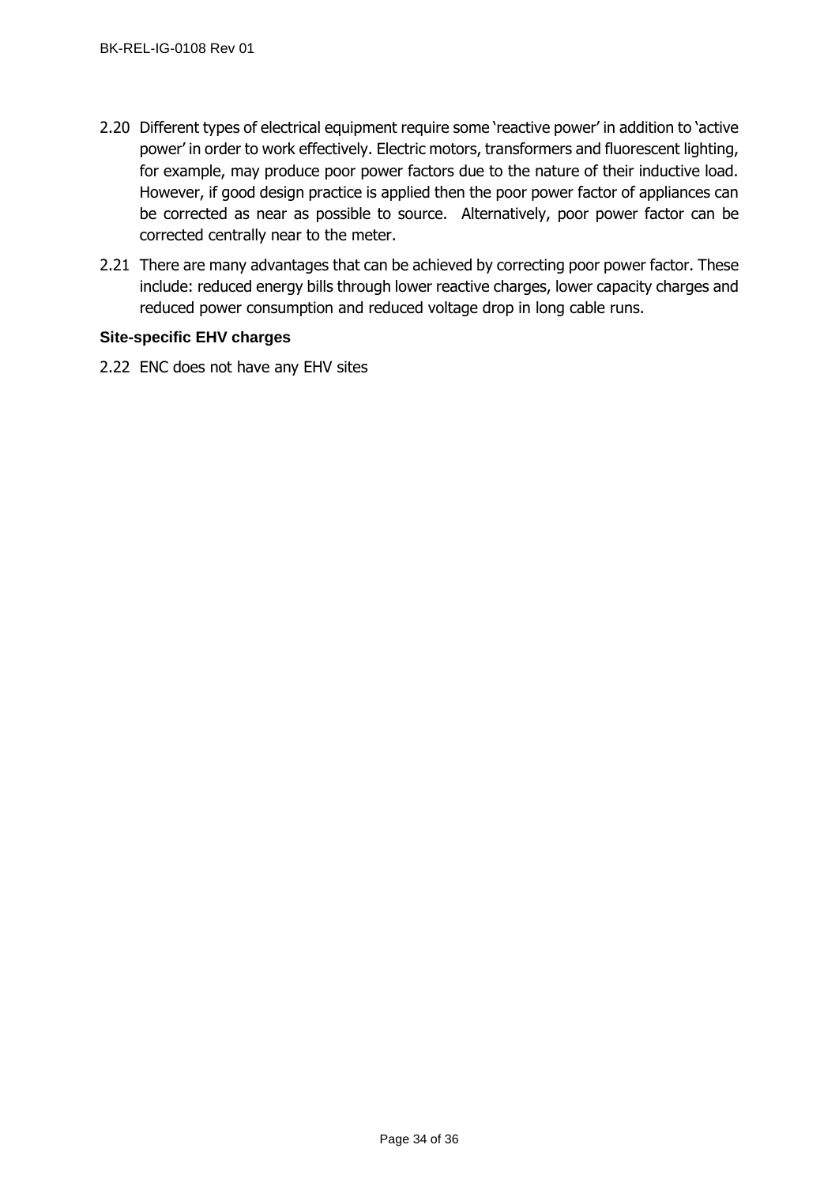2.20 Different types of electrical equipment require some 'reactive power' in addition to 'active power' in order to work effectively. Electric motors, transformers and fluorescent lighting, for example, may produce poor power factors due to the nature of their inductive load. However, if good design practice is applied then the poor power factor of appliances can be corrected as near as possible to source. Alternatively, poor power factor can be corrected centrally near to the meter.

2.21 There are many advantages that can be achieved by correcting poor power factor. These include: reduced energy bills through lower reactive charges, lower capacity charges and reduced power consumption and reduced voltage drop in long cable runs.

### Site-specific EHV charges

2.22 ENC does not have any EHV sites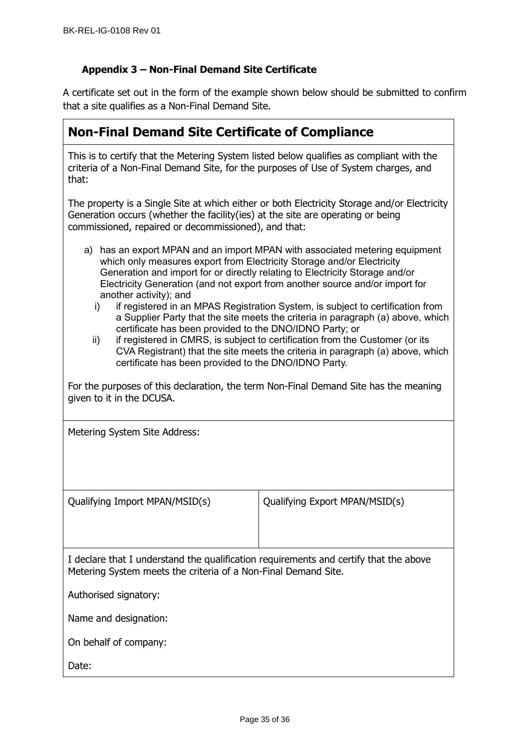### Appendix 3 – Non-Final Demand Site Certificate

A certificate set out in the form of the example shown below should be submitted to confirm that a site qualifies as a Non-Final Demand Site.

## Non-Final Demand Site Certificate of Compliance

This is to certify that the Metering System listed below qualifies as compliant with the criteria of a Non-Final Demand Site, for the purposes of Use of System charges, and that:

The property is a Single Site at which either or both Electricity Storage and/or Electricity Generation occurs (whether the facility(ies) at the site are operating or being commissioned, repaired or decommissioned), and that:

a) has an export MPAN and an import MPAN with associated metering equipment which only measures export from Electricity Storage and/or Electricity Generation and import for or directly relating to Electricity Storage and/or Electricity Generation (and not export from another source and/or import for another activity); and
   i) if registered in an MPAS Registration System, is subject to certification from a Supplier Party that the site meets the criteria in paragraph (a) above, which certificate has been provided to the DNO/IDNO Party; or
   ii) if registered in CMRS, is subject to certification from the Customer (or its CVA Registrant) that the site meets the criteria in paragraph (a) above, which certificate has been provided to the DNO/IDNO Party.

For the purposes of this declaration, the term Non-Final Demand Site has the meaning given to it in the DCUSA.

Metering System Site Address:

| Qualifying Import MPAN/MSID(s) | Qualifying Export MPAN/MSID(s) |
|---|---|
| | |

I declare that I understand the qualification requirements and certify that the above Metering System meets the criteria of a Non-Final Demand Site.

Authorised signatory:

Name and designation:

On behalf of company:

Date: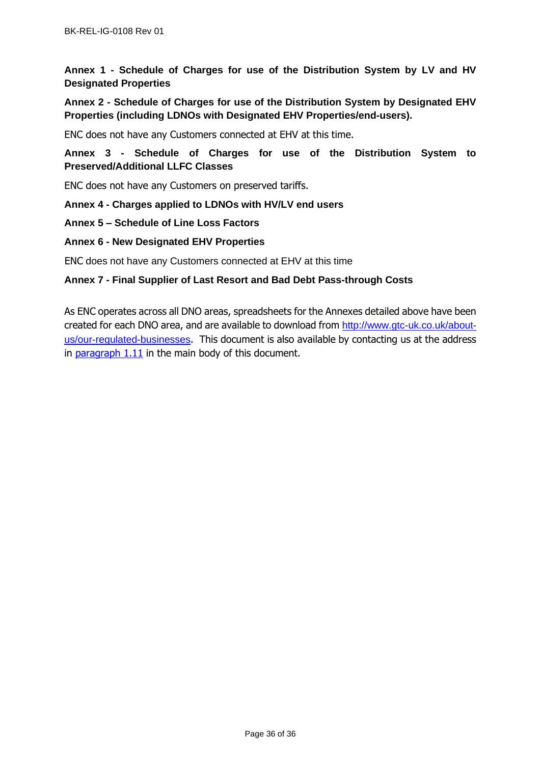**Annex 1 - Schedule of Charges for use of the Distribution System by LV and HV Designated Properties**

**Annex 2 - Schedule of Charges for use of the Distribution System by Designated EHV Properties (including LDNOs with Designated EHV Properties/end-users).**

ENC does not have any Customers connected at EHV at this time.

**Annex 3 - Schedule of Charges for use of the Distribution System to Preserved/Additional LLFC Classes**

ENC does not have any Customers on preserved tariffs.

**Annex 4 - Charges applied to LDNOs with HV/LV end users**

**Annex 5 – Schedule of Line Loss Factors**

**Annex 6 - New Designated EHV Properties**

ENC does not have any Customers connected at EHV at this time

**Annex 7 - Final Supplier of Last Resort and Bad Debt Pass-through Costs**

As ENC operates across all DNO areas, spreadsheets for the Annexes detailed above have been created for each DNO area, and are available to download from [http://www.gtc-uk.co.uk/about-us/our-regulated-businesses](http://www.gtc-uk.co.uk/about-us/our-regulated-businesses). This document is also available by contacting us at the address in [paragraph 1.11](#) in the main body of this document.